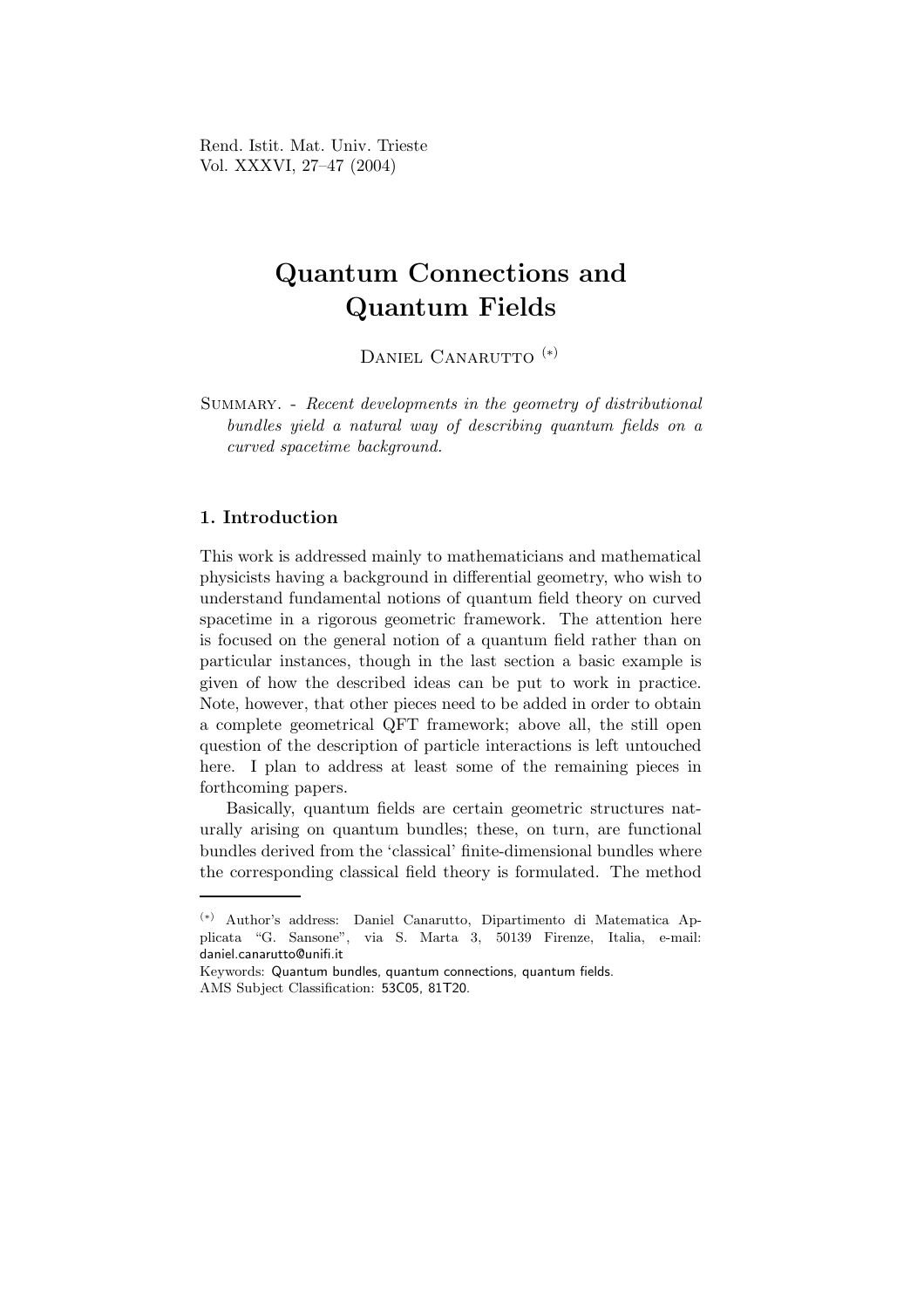# Quantum Connections and Quantum Fields

Daniel Canarutto [(*)]

Summary. - *Recent developments in the geometry of distributional bundles yield a natural way of describing quantum fields on a curved spacetime background.*

## 1. Introduction

This work is addressed mainly to mathematicians and mathematical physicists having a background in differential geometry, who wish to understand fundamental notions of quantum field theory on curved spacetime in a rigorous geometric framework. The attention here is focused on the general notion of a quantum field rather than on particular instances, though in the last section a basic example is given of how the described ideas can be put to work in practice. Note, however, that other pieces need to be added in order to obtain a complete geometrical QFT framework; above all, the still open question of the description of particle interactions is left untouched here. I plan to address at least some of the remaining pieces in forthcoming papers.

Basically, quantum fields are certain geometric structures naturally arising on quantum bundles; these, on turn, are functional bundles derived from the 'classical' finite-dimensional bundles where the corresponding classical field theory is formulated. The method

---

[(*)] Author's address: Daniel Canarutto, Dipartimento di Matematica Applicata "G. Sansone", via S. Marta 3, 50139 Firenze, Italia, e-mail: daniel.canarutto@unifi.it

Keywords: Quantum bundles, quantum connections, quantum fields.

AMS Subject Classification: 53C05, 81T20.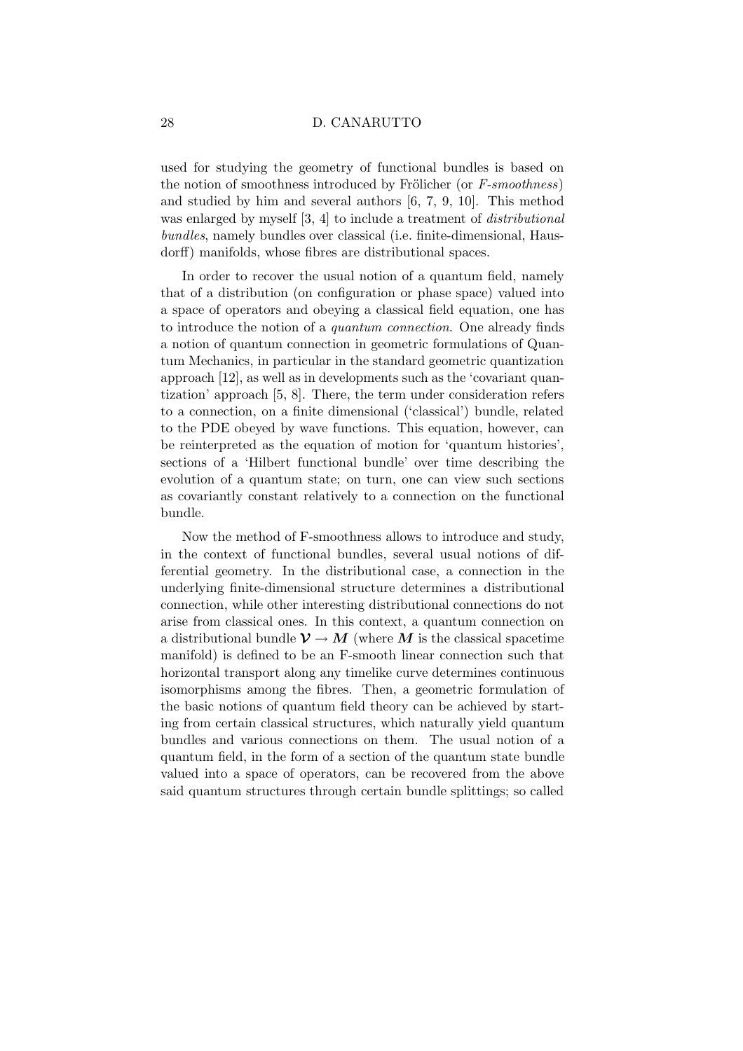used for studying the geometry of functional bundles is based on the notion of smoothness introduced by Frölicher (or *F-smoothness*) and studied by him and several authors [6, 7, 9, 10]. This method was enlarged by myself [3, 4] to include a treatment of *distributional bundles*, namely bundles over classical (i.e. finite-dimensional, Hausdorff) manifolds, whose fibres are distributional spaces.

In order to recover the usual notion of a quantum field, namely that of a distribution (on configuration or phase space) valued into a space of operators and obeying a classical field equation, one has to introduce the notion of a *quantum connection*. One already finds a notion of quantum connection in geometric formulations of Quantum Mechanics, in particular in the standard geometric quantization approach [12], as well as in developments such as the 'covariant quantization' approach [5, 8]. There, the term under consideration refers to a connection, on a finite dimensional ('classical') bundle, related to the PDE obeyed by wave functions. This equation, however, can be reinterpreted as the equation of motion for 'quantum histories', sections of a 'Hilbert functional bundle' over time describing the evolution of a quantum state; on turn, one can view such sections as covariantly constant relatively to a connection on the functional bundle.

Now the method of F-smoothness allows to introduce and study, in the context of functional bundles, several usual notions of differential geometry. In the distributional case, a connection in the underlying finite-dimensional structure determines a distributional connection, while other interesting distributional connections do not arise from classical ones. In this context, a quantum connection on a distributional bundle $\boldsymbol{\mathcal{V}} \to \boldsymbol{M}$ (where $\boldsymbol{M}$ is the classical spacetime manifold) is defined to be an F-smooth linear connection such that horizontal transport along any timelike curve determines continuous isomorphisms among the fibres. Then, a geometric formulation of the basic notions of quantum field theory can be achieved by starting from certain classical structures, which naturally yield quantum bundles and various connections on them. The usual notion of a quantum field, in the form of a section of the quantum state bundle valued into a space of operators, can be recovered from the above said quantum structures through certain bundle splittings; so called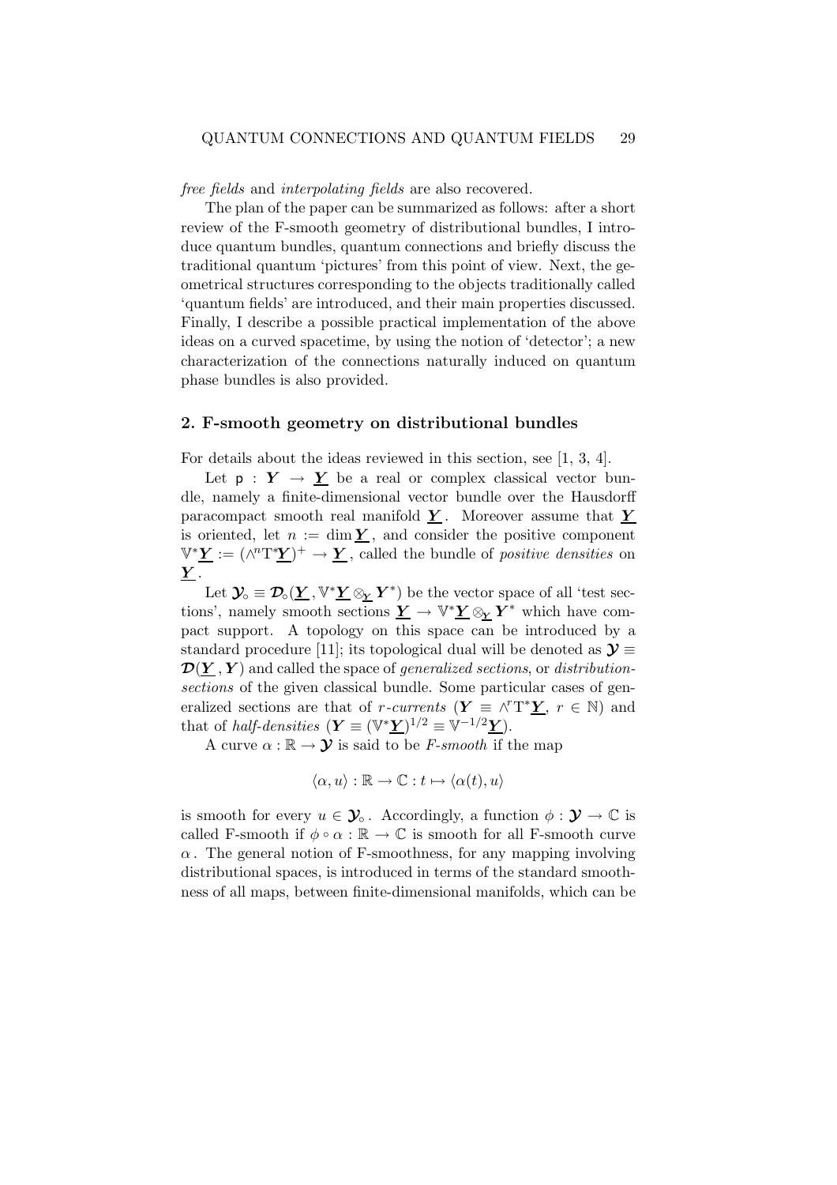*free fields* and *interpolating fields* are also recovered.

The plan of the paper can be summarized as follows: after a short review of the F-smooth geometry of distributional bundles, I introduce quantum bundles, quantum connections and briefly discuss the traditional quantum 'pictures' from this point of view. Next, the geometrical structures corresponding to the objects traditionally called 'quantum fields' are introduced, and their main properties discussed. Finally, I describe a possible practical implementation of the above ideas on a curved spacetime, by using the notion of 'detector'; a new characterization of the connections naturally induced on quantum phase bundles is also provided.

## 2. F-smooth geometry on distributional bundles

For details about the ideas reviewed in this section, see [1, 3, 4].

Let $\mathsf{p} : \boldsymbol{Y} \to \underline{\boldsymbol{Y}}$ be a real or complex classical vector bundle, namely a finite-dimensional vector bundle over the Hausdorff paracompact smooth real manifold $\underline{\boldsymbol{Y}}$. Moreover assume that $\underline{\boldsymbol{Y}}$ is oriented, let $n := \dim \underline{\boldsymbol{Y}}$, and consider the positive component $\mathbb{V}^*\underline{\boldsymbol{Y}} := (\wedge^n \mathrm{T}^*\underline{\boldsymbol{Y}})^+ \to \underline{\boldsymbol{Y}}$, called the bundle of *positive densities* on $\underline{\boldsymbol{Y}}$.

Let $\boldsymbol{\mathcal{Y}}_\circ \equiv \boldsymbol{\mathcal{D}}_\circ(\underline{\boldsymbol{Y}}, \mathbb{V}^*\underline{\boldsymbol{Y}} \otimes_{\underline{\boldsymbol{Y}}} \boldsymbol{Y}^*)$ be the vector space of all 'test sections', namely smooth sections $\underline{\boldsymbol{Y}} \to \mathbb{V}^*\underline{\boldsymbol{Y}} \otimes_{\underline{\boldsymbol{Y}}} \boldsymbol{Y}^*$ which have compact support. A topology on this space can be introduced by a standard procedure [11]; its topological dual will be denoted as $\boldsymbol{\mathcal{Y}} \equiv \boldsymbol{\mathcal{D}}(\underline{\boldsymbol{Y}}, \boldsymbol{Y})$ and called the space of *generalized sections*, or *distribution-sections* of the given classical bundle. Some particular cases of generalized sections are that of *r-currents* ($\boldsymbol{Y} \equiv \wedge^r \mathrm{T}^*\underline{\boldsymbol{Y}}$, $r \in \mathbb{N}$) and that of *half-densities* ($\boldsymbol{Y} \equiv (\mathbb{V}^*\underline{\boldsymbol{Y}})^{1/2} \equiv \mathbb{V}^{-1/2}\underline{\boldsymbol{Y}}$).

A curve $\alpha : \mathbb{R} \to \boldsymbol{\mathcal{Y}}$ is said to be *F-smooth* if the map

$$\langle \alpha, u \rangle : \mathbb{R} \to \mathbb{C} : t \mapsto \langle \alpha(t), u \rangle$$

is smooth for every $u \in \boldsymbol{\mathcal{Y}}_\circ$. Accordingly, a function $\phi : \boldsymbol{\mathcal{Y}} \to \mathbb{C}$ is called F-smooth if $\phi \circ \alpha : \mathbb{R} \to \mathbb{C}$ is smooth for all F-smooth curve $\alpha$. The general notion of F-smoothness, for any mapping involving distributional spaces, is introduced in terms of the standard smoothness of all maps, between finite-dimensional manifolds, which can be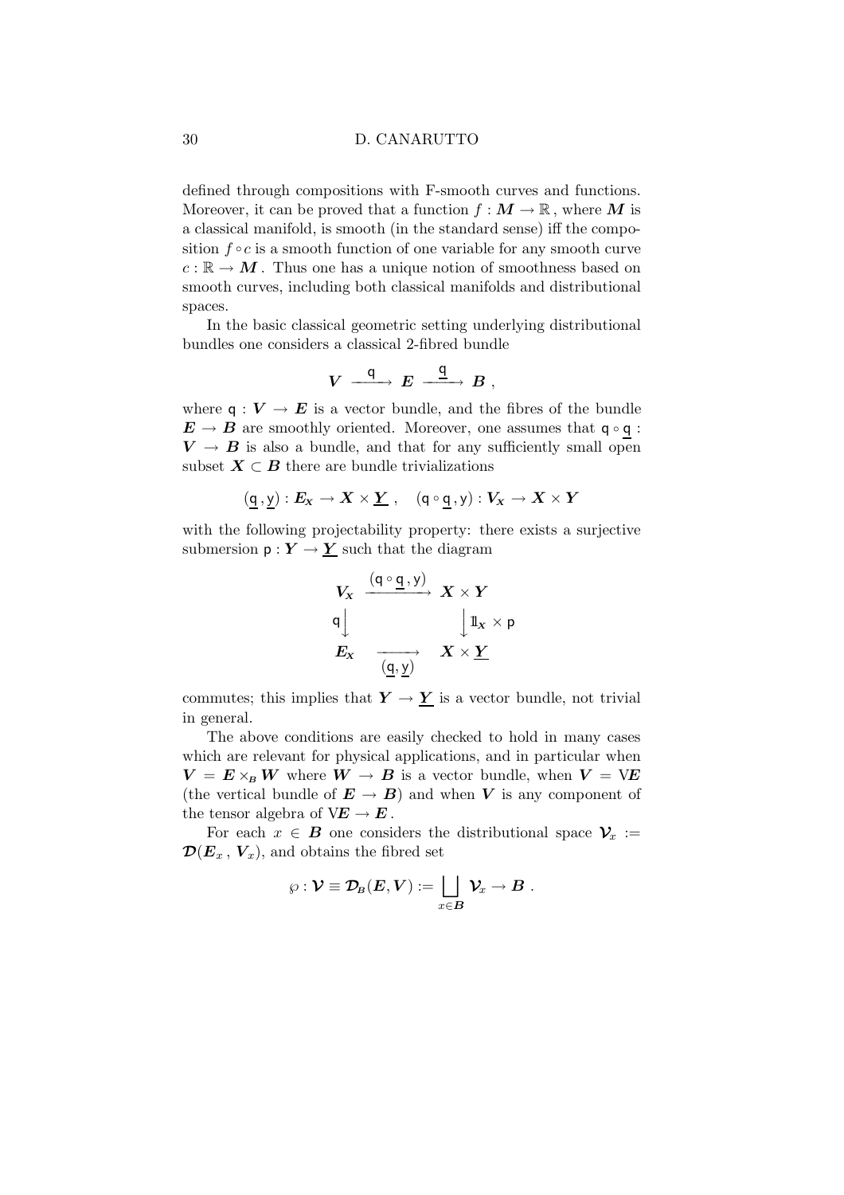defined through compositions with F-smooth curves and functions. Moreover, it can be proved that a function $f : \boldsymbol{M} \to \mathbb{R}$, where $\boldsymbol{M}$ is a classical manifold, is smooth (in the standard sense) iff the composition $f \circ c$ is a smooth function of one variable for any smooth curve $c : \mathbb{R} \to \boldsymbol{M}$. Thus one has a unique notion of smoothness based on smooth curves, including both classical manifolds and distributional spaces.

In the basic classical geometric setting underlying distributional bundles one considers a classical 2-fibred bundle

$$\boldsymbol{V} \xrightarrow{\;\mathsf{q}\;} \boldsymbol{E} \xrightarrow{\;\underline{\mathsf{q}}\;} \boldsymbol{B}\ ,$$

where $\mathsf{q} : \boldsymbol{V} \to \boldsymbol{E}$ is a vector bundle, and the fibres of the bundle $\boldsymbol{E} \to \boldsymbol{B}$ are smoothly oriented. Moreover, one assumes that $\mathsf{q} \circ \underline{\mathsf{q}} : \boldsymbol{V} \to \boldsymbol{B}$ is also a bundle, and that for any sufficiently small open subset $\boldsymbol{X} \subset \boldsymbol{B}$ there are bundle trivializations

$$(\underline{\mathsf{q}}\,,\underline{\mathsf{y}}) : \boldsymbol{E}_{\boldsymbol{X}} \to \boldsymbol{X} \times \underline{\boldsymbol{Y}}\ , \quad (\mathsf{q} \circ \underline{\mathsf{q}}\,, \mathsf{y}) : \boldsymbol{V}_{\boldsymbol{X}} \to \boldsymbol{X} \times \boldsymbol{Y}$$

with the following projectability property: there exists a surjective submersion $\mathsf{p} : \boldsymbol{Y} \to \underline{\boldsymbol{Y}}$ such that the diagram

$$\begin{array}{ccc}
\boldsymbol{V}_{\boldsymbol{X}} & \xrightarrow{(\mathsf{q} \circ \underline{\mathsf{q}}\,,\mathsf{y})} & \boldsymbol{X} \times \boldsymbol{Y} \\
\mathsf{q}\big\downarrow & & \big\downarrow \mathbb{1}_{\boldsymbol{X}} \times \mathsf{p} \\
\boldsymbol{E}_{\boldsymbol{X}} & \xrightarrow[(\underline{\mathsf{q}},\underline{\mathsf{y}})]{} & \boldsymbol{X} \times \underline{\boldsymbol{Y}}
\end{array}$$

commutes; this implies that $\boldsymbol{Y} \to \underline{\boldsymbol{Y}}$ is a vector bundle, not trivial in general.

The above conditions are easily checked to hold in many cases which are relevant for physical applications, and in particular when $\boldsymbol{V} = \boldsymbol{E} \times_{\boldsymbol{B}} \boldsymbol{W}$ where $\boldsymbol{W} \to \boldsymbol{B}$ is a vector bundle, when $\boldsymbol{V} = \mathrm{V}\boldsymbol{E}$ (the vertical bundle of $\boldsymbol{E} \to \boldsymbol{B}$) and when $\boldsymbol{V}$ is any component of the tensor algebra of $\mathrm{V}\boldsymbol{E} \to \boldsymbol{E}$.

For each $x \in \boldsymbol{B}$ one considers the distributional space $\boldsymbol{\mathcal{V}}_x := \boldsymbol{\mathcal{D}}(\boldsymbol{E}_x\,,\,\boldsymbol{V}_x)$, and obtains the fibred set

$$\wp : \boldsymbol{\mathcal{V}} \equiv \boldsymbol{\mathcal{D}}_{\boldsymbol{B}}(\boldsymbol{E}, \boldsymbol{V}) := \bigsqcup_{x \in \boldsymbol{B}} \boldsymbol{\mathcal{V}}_x \to \boldsymbol{B}\ .$$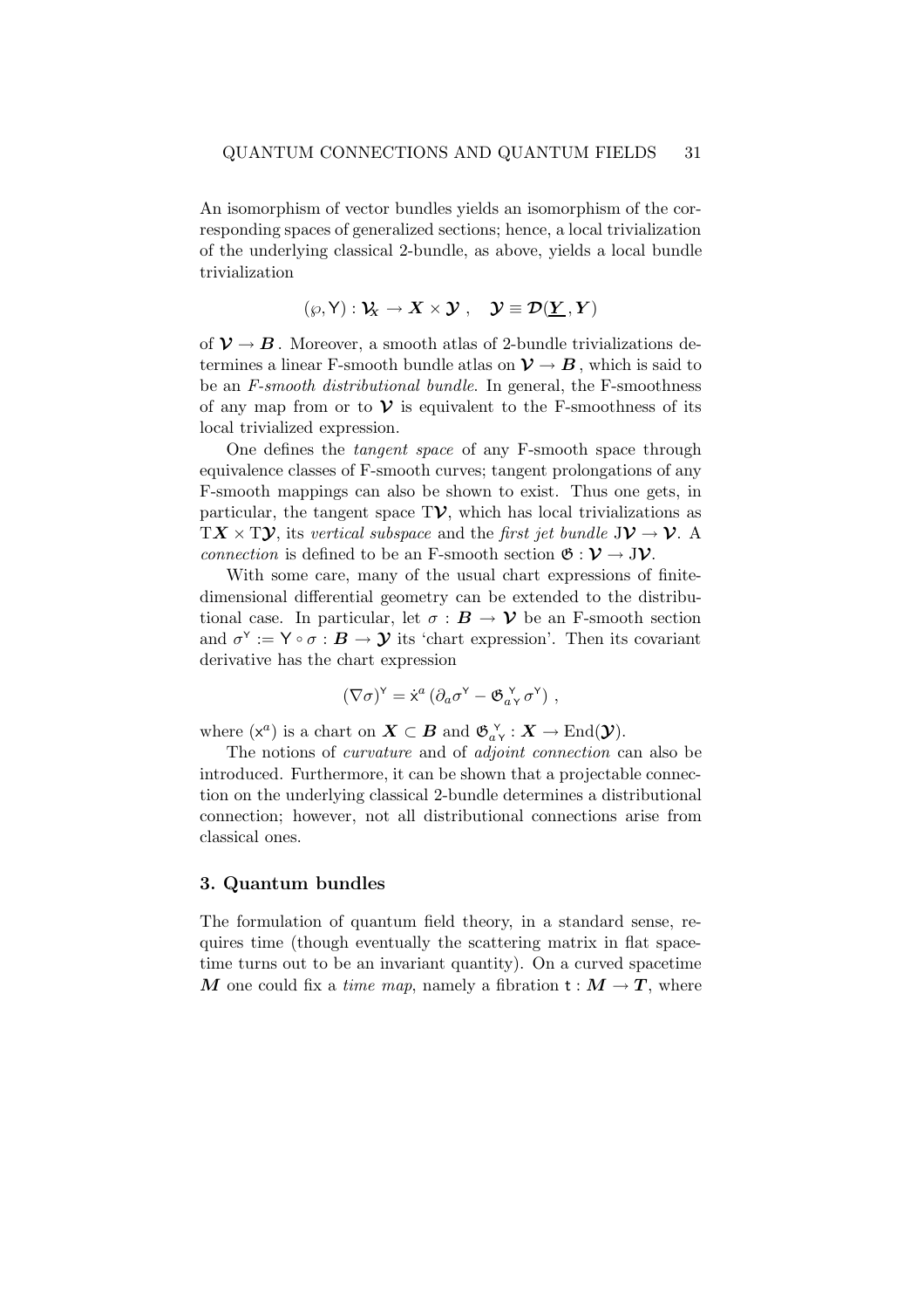An isomorphism of vector bundles yields an isomorphism of the corresponding spaces of generalized sections; hence, a local trivialization of the underlying classical 2-bundle, as above, yields a local bundle trivialization

$$(\wp, \mathsf{Y}) : \boldsymbol{\mathcal{V}}_{\!\boldsymbol{X}} \to \boldsymbol{X} \times \boldsymbol{\mathcal{Y}} \,, \quad \boldsymbol{\mathcal{Y}} \equiv \boldsymbol{\mathcal{D}}(\underline{\boldsymbol{Y}}\,, \boldsymbol{Y})$$

of $\boldsymbol{\mathcal{V}} \to \boldsymbol{B}$. Moreover, a smooth atlas of 2-bundle trivializations determines a linear F-smooth bundle atlas on $\boldsymbol{\mathcal{V}} \to \boldsymbol{B}$, which is said to be an *F-smooth distributional bundle*. In general, the F-smoothness of any map from or to $\boldsymbol{\mathcal{V}}$ is equivalent to the F-smoothness of its local trivialized expression.

One defines the *tangent space* of any F-smooth space through equivalence classes of F-smooth curves; tangent prolongations of any F-smooth mappings can also be shown to exist. Thus one gets, in particular, the tangent space $\mathrm{T}\boldsymbol{\mathcal{V}}$, which has local trivializations as $\mathrm{T}\boldsymbol{X} \times \mathrm{T}\boldsymbol{\mathcal{Y}}$, its *vertical subspace* and the *first jet bundle* $\mathrm{J}\boldsymbol{\mathcal{V}} \to \boldsymbol{\mathcal{V}}$. A *connection* is defined to be an F-smooth section $\mathfrak{G} : \boldsymbol{\mathcal{V}} \to \mathrm{J}\boldsymbol{\mathcal{V}}$.

With some care, many of the usual chart expressions of finite-dimensional differential geometry can be extended to the distributional case. In particular, let $\sigma : \boldsymbol{B} \to \boldsymbol{\mathcal{V}}$ be an F-smooth section and $\sigma^{\mathsf{Y}} := \mathsf{Y} \circ \sigma : \boldsymbol{B} \to \boldsymbol{\mathcal{Y}}$ its 'chart expression'. Then its covariant derivative has the chart expression

$$(\nabla\sigma)^{\mathsf{Y}} = \dot{\mathsf{x}}^a \, (\partial_a \sigma^{\mathsf{Y}} - \mathfrak{G}_{a\,\mathsf{Y}}^{\;\;\mathsf{Y}} \, \sigma^{\mathsf{Y}}) \,,$$

where $(\mathsf{x}^a)$ is a chart on $\boldsymbol{X} \subset \boldsymbol{B}$ and $\mathfrak{G}_{a\,\mathsf{Y}}^{\;\;\mathsf{Y}} : \boldsymbol{X} \to \mathrm{End}(\boldsymbol{\mathcal{Y}})$.

The notions of *curvature* and of *adjoint connection* can also be introduced. Furthermore, it can be shown that a projectable connection on the underlying classical 2-bundle determines a distributional connection; however, not all distributional connections arise from classical ones.

## 3. Quantum bundles

The formulation of quantum field theory, in a standard sense, requires time (though eventually the scattering matrix in flat spacetime turns out to be an invariant quantity). On a curved spacetime $\boldsymbol{M}$ one could fix a *time map*, namely a fibration $\mathsf{t} : \boldsymbol{M} \to \boldsymbol{T}$, where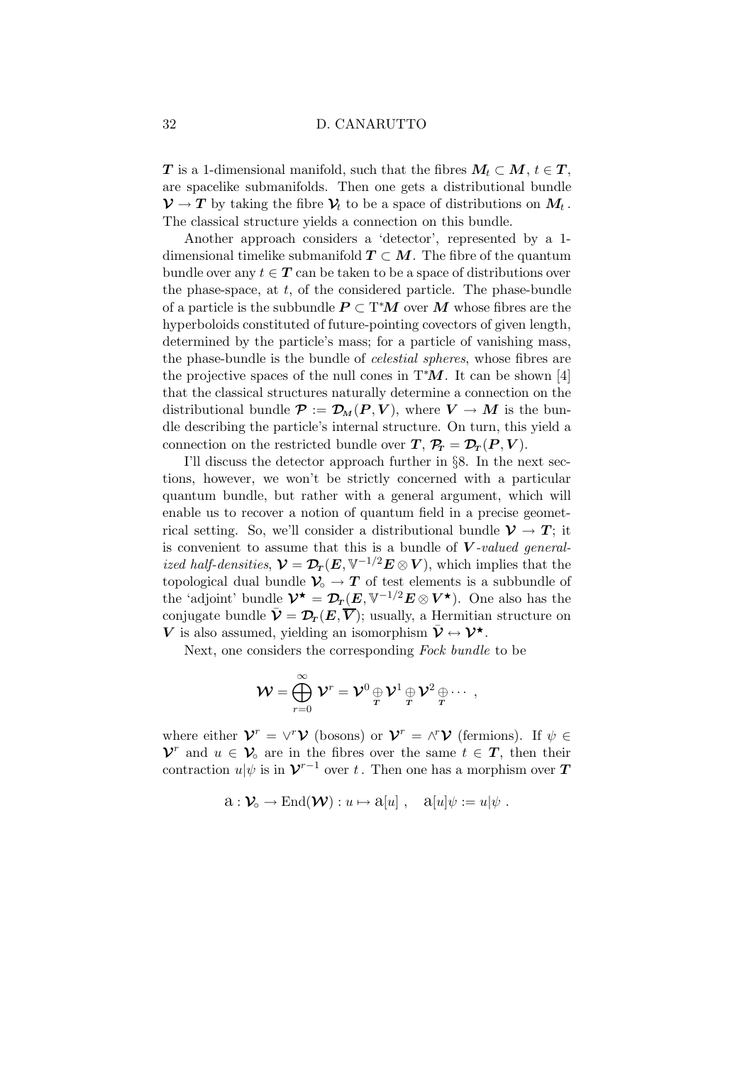$\boldsymbol{T}$ is a 1-dimensional manifold, such that the fibres $\boldsymbol{M}_t \subset \boldsymbol{M}$, $t \in \boldsymbol{T}$, are spacelike submanifolds. Then one gets a distributional bundle $\boldsymbol{\mathcal{V}} \to \boldsymbol{T}$ by taking the fibre $\boldsymbol{\mathcal{V}}_t$ to be a space of distributions on $\boldsymbol{M}_t$. The classical structure yields a connection on this bundle.

Another approach considers a 'detector', represented by a 1-dimensional timelike submanifold $\boldsymbol{T} \subset \boldsymbol{M}$. The fibre of the quantum bundle over any $t \in \boldsymbol{T}$ can be taken to be a space of distributions over the phase-space, at $t$, of the considered particle. The phase-bundle of a particle is the subbundle $\boldsymbol{P} \subset \mathrm{T}^*\boldsymbol{M}$ over $\boldsymbol{M}$ whose fibres are the hyperboloids constituted of future-pointing covectors of given length, determined by the particle's mass; for a particle of vanishing mass, the phase-bundle is the bundle of *celestial spheres*, whose fibres are the projective spaces of the null cones in $\mathrm{T}^*\boldsymbol{M}$. It can be shown [4] that the classical structures naturally determine a connection on the distributional bundle $\boldsymbol{\mathcal{P}} := \boldsymbol{\mathcal{D}}_{\boldsymbol{M}}(\boldsymbol{P}, \boldsymbol{V})$, where $\boldsymbol{V} \to \boldsymbol{M}$ is the bundle describing the particle's internal structure. On turn, this yield a connection on the restricted bundle over $\boldsymbol{T}$, $\boldsymbol{\mathcal{P}}_{\boldsymbol{T}} = \boldsymbol{\mathcal{D}}_{\boldsymbol{T}}(\boldsymbol{P}, \boldsymbol{V})$.

I'll discuss the detector approach further in §8. In the next sections, however, we won't be strictly concerned with a particular quantum bundle, but rather with a general argument, which will enable us to recover a notion of quantum field in a precise geometrical setting. So, we'll consider a distributional bundle $\boldsymbol{\mathcal{V}} \to \boldsymbol{T}$; it is convenient to assume that this is a bundle of *$\boldsymbol{V}$-valued generalized half-densities*, $\boldsymbol{\mathcal{V}} = \boldsymbol{\mathcal{D}}_{\boldsymbol{T}}(\boldsymbol{E}, \mathbb{V}^{-1/2}\boldsymbol{E} \otimes \boldsymbol{V})$, which implies that the topological dual bundle $\boldsymbol{\mathcal{V}}_\circ \to \boldsymbol{T}$ of test elements is a subbundle of the 'adjoint' bundle $\boldsymbol{\mathcal{V}}^\star = \boldsymbol{\mathcal{D}}_{\boldsymbol{T}}(\boldsymbol{E}, \mathbb{V}^{-1/2}\boldsymbol{E} \otimes \boldsymbol{V}^\star)$. One also has the conjugate bundle $\bar{\boldsymbol{\mathcal{V}}} = \boldsymbol{\mathcal{D}}_{\boldsymbol{T}}(\boldsymbol{E}, \overline{\boldsymbol{V}})$; usually, a Hermitian structure on $\boldsymbol{V}$ is also assumed, yielding an isomorphism $\bar{\boldsymbol{\mathcal{V}}} \leftrightarrow \boldsymbol{\mathcal{V}}^\star$.

Next, one considers the corresponding *Fock bundle* to be

$$\boldsymbol{\mathcal{W}} = \bigoplus_{r=0}^{\infty} \boldsymbol{\mathcal{V}}^r = \boldsymbol{\mathcal{V}}^0 \underset{\boldsymbol{T}}{\oplus} \boldsymbol{\mathcal{V}}^1 \underset{\boldsymbol{T}}{\oplus} \boldsymbol{\mathcal{V}}^2 \underset{\boldsymbol{T}}{\oplus} \cdots ,$$

where either $\boldsymbol{\mathcal{V}}^r = \vee^r \boldsymbol{\mathcal{V}}$ (bosons) or $\boldsymbol{\mathcal{V}}^r = \wedge^r \boldsymbol{\mathcal{V}}$ (fermions). If $\psi \in \boldsymbol{\mathcal{V}}^r$ and $u \in \boldsymbol{\mathcal{V}}_\circ$ are in the fibres over the same $t \in \boldsymbol{T}$, then their contraction $u|\psi$ is in $\boldsymbol{\mathcal{V}}^{r-1}$ over $t$. Then one has a morphism over $\boldsymbol{T}$

$$\mathrm{a} : \boldsymbol{\mathcal{V}}_\circ \to \mathrm{End}(\boldsymbol{\mathcal{W}}) : u \mapsto \mathrm{a}[u] \; , \quad \mathrm{a}[u]\psi := u|\psi \; .$$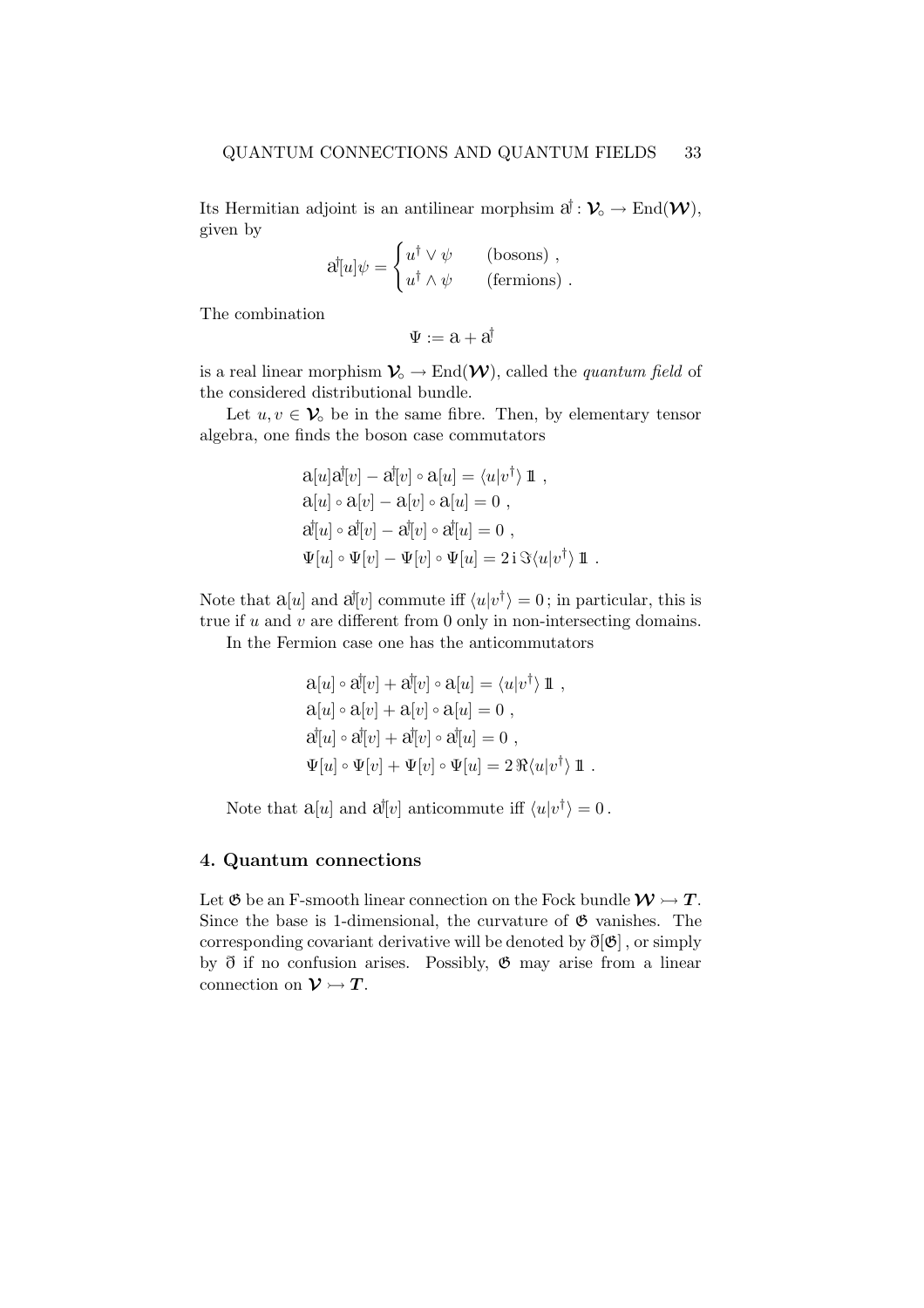Its Hermitian adjoint is an antilinear morphsim $\mathrm{a}^{\dagger} : \boldsymbol{\mathcal{V}}_{\circ} \to \mathrm{End}(\boldsymbol{\mathcal{W}})$, given by

$$\mathrm{a}^{\dagger}[u]\psi = \begin{cases} u^{\dagger} \vee \psi & \text{(bosons)}\ , \\ u^{\dagger} \wedge \psi & \text{(fermions)}\ . \end{cases}$$

The combination

$$\Psi := \mathrm{a} + \mathrm{a}^{\dagger}$$

is a real linear morphism $\boldsymbol{\mathcal{V}}_{\circ} \to \mathrm{End}(\boldsymbol{\mathcal{W}})$, called the *quantum field* of the considered distributional bundle.

Let $u, v \in \boldsymbol{\mathcal{V}}_{\circ}$ be in the same fibre. Then, by elementary tensor algebra, one finds the boson case commutators

$$\begin{aligned}
&\mathrm{a}[u]\mathrm{a}^{\dagger}[v] - \mathrm{a}^{\dagger}[v] \circ \mathrm{a}[u] = \langle u|v^{\dagger}\rangle\, \mathbb{1}\ , \\
&\mathrm{a}[u] \circ \mathrm{a}[v] - \mathrm{a}[v] \circ \mathrm{a}[u] = 0\ , \\
&\mathrm{a}^{\dagger}[u] \circ \mathrm{a}^{\dagger}[v] - \mathrm{a}^{\dagger}[v] \circ \mathrm{a}^{\dagger}[u] = 0\ , \\
&\Psi[u] \circ \Psi[v] - \Psi[v] \circ \Psi[u] = 2\,\mathrm{i}\,\Im\langle u|v^{\dagger}\rangle\, \mathbb{1}\ .
\end{aligned}$$

Note that $\mathrm{a}[u]$ and $\mathrm{a}^{\dagger}[v]$ commute iff $\langle u|v^{\dagger}\rangle = 0$ ; in particular, this is true if $u$ and $v$ are different from 0 only in non-intersecting domains.

In the Fermion case one has the anticommutators

$$\begin{aligned}
&\mathrm{a}[u] \circ \mathrm{a}^{\dagger}[v] + \mathrm{a}^{\dagger}[v] \circ \mathrm{a}[u] = \langle u|v^{\dagger}\rangle\, \mathbb{1}\ , \\
&\mathrm{a}[u] \circ \mathrm{a}[v] + \mathrm{a}[v] \circ \mathrm{a}[u] = 0\ , \\
&\mathrm{a}^{\dagger}[u] \circ \mathrm{a}^{\dagger}[v] + \mathrm{a}^{\dagger}[v] \circ \mathrm{a}^{\dagger}[u] = 0\ , \\
&\Psi[u] \circ \Psi[v] + \Psi[v] \circ \Psi[u] = 2\,\Re\langle u|v^{\dagger}\rangle\, \mathbb{1}\ .
\end{aligned}$$

Note that $\mathrm{a}[u]$ and $\mathrm{a}^{\dagger}[v]$ anticommute iff $\langle u|v^{\dagger}\rangle = 0$ .

## 4. Quantum connections

Let $\mathfrak{G}$ be an F-smooth linear connection on the Fock bundle $\boldsymbol{\mathcal{W}} \rightarrowtail \boldsymbol{T}$. Since the base is 1-dimensional, the curvature of $\mathfrak{G}$ vanishes. The corresponding covariant derivative will be denoted by $\eth[\mathfrak{G}]$ , or simply by $\eth$ if no confusion arises. Possibly, $\mathfrak{G}$ may arise from a linear connection on $\boldsymbol{\mathcal{V}} \rightarrowtail \boldsymbol{T}$.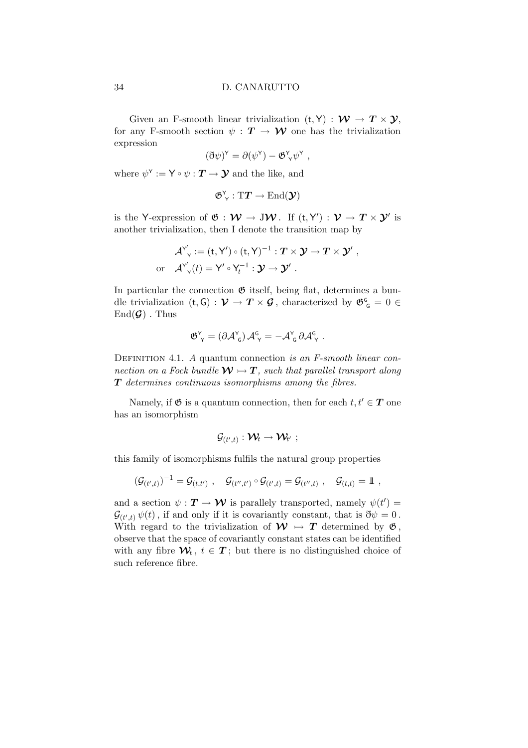Given an F-smooth linear trivialization $(\mathsf{t},\mathsf{Y}) : \boldsymbol{\mathcal{W}} \to \boldsymbol{T} \times \boldsymbol{\mathcal{Y}}$, for any F-smooth section $\psi : \boldsymbol{T} \to \boldsymbol{\mathcal{W}}$ one has the trivialization expression

$$(\eth\psi)^{\mathsf{Y}} = \partial(\psi^{\mathsf{Y}}) - \mathfrak{G}^{\mathsf{Y}}{}_{\mathsf{Y}}\psi^{\mathsf{Y}} ,$$

where $\psi^{\mathsf{Y}} := \mathsf{Y} \circ \psi : \boldsymbol{T} \to \boldsymbol{\mathcal{Y}}$ and the like, and

$$\mathfrak{G}^{\mathsf{Y}}{}_{\mathsf{Y}} : \mathrm{T}\boldsymbol{T} \to \mathrm{End}(\boldsymbol{\mathcal{Y}})$$

is the $\mathsf{Y}$-expression of $\mathfrak{G} : \boldsymbol{\mathcal{W}} \to \mathrm{J}\boldsymbol{\mathcal{W}}$. If $(\mathsf{t},\mathsf{Y}') : \boldsymbol{\mathcal{V}} \to \boldsymbol{T} \times \boldsymbol{\mathcal{Y}}'$ is another trivialization, then I denote the transition map by

$$\begin{aligned} &\mathcal{A}^{\mathsf{Y}'}{}_{\mathsf{Y}} := (\mathsf{t},\mathsf{Y}') \circ (\mathsf{t},\mathsf{Y})^{-1} : \boldsymbol{T} \times \boldsymbol{\mathcal{Y}} \to \boldsymbol{T} \times \boldsymbol{\mathcal{Y}}' , \\ \text{or}\quad &\mathcal{A}^{\mathsf{Y}'}{}_{\mathsf{Y}}(t) = \mathsf{Y}' \circ \mathsf{Y}_t^{-1} : \boldsymbol{\mathcal{Y}} \to \boldsymbol{\mathcal{Y}}' . \end{aligned}$$

In particular the connection $\mathfrak{G}$ itself, being flat, determines a bundle trivialization $(\mathsf{t},\mathsf{G}) : \boldsymbol{\mathcal{V}} \to \boldsymbol{T} \times \boldsymbol{\mathcal{G}}$, characterized by $\mathfrak{G}^{\mathsf{G}}{}_{\mathsf{G}} = 0 \in \mathrm{End}(\boldsymbol{\mathcal{G}})$. Thus

$$\mathfrak{G}^{\mathsf{Y}}{}_{\mathsf{Y}} = (\partial\mathcal{A}^{\mathsf{Y}}{}_{\mathsf{G}})\,\mathcal{A}^{\mathsf{G}}{}_{\mathsf{Y}} = -\mathcal{A}^{\mathsf{Y}}{}_{\mathsf{G}}\,\partial\mathcal{A}^{\mathsf{G}}{}_{\mathsf{Y}} .$$

Definition 4.1. *A quantum connection is an F-smooth linear connection on a Fock bundle $\boldsymbol{\mathcal{W}} \rightarrowtail \boldsymbol{T}$, such that parallel transport along $\boldsymbol{T}$ determines continuous isomorphisms among the fibres.*

Namely, if $\mathfrak{G}$ is a quantum connection, then for each $t, t' \in \boldsymbol{T}$ one has an isomorphism

$$\mathcal{G}_{(t',t)} : \boldsymbol{\mathcal{W}}_t \to \boldsymbol{\mathcal{W}}_{t'} ;$$

this family of isomorphisms fulfils the natural group properties

$$(\mathcal{G}_{(t',t)})^{-1} = \mathcal{G}_{(t,t')} , \quad \mathcal{G}_{(t'',t')} \circ \mathcal{G}_{(t',t)} = \mathcal{G}_{(t'',t)} , \quad \mathcal{G}_{(t,t)} = 1\!\!1 ,$$

and a section $\psi : \boldsymbol{T} \to \boldsymbol{\mathcal{W}}$ is parallely transported, namely $\psi(t') = \mathcal{G}_{(t',t)}\,\psi(t)$, if and only if it is covariantly constant, that is $\eth\psi = 0$. With regard to the trivialization of $\boldsymbol{\mathcal{W}} \rightarrowtail \boldsymbol{T}$ determined by $\mathfrak{G}$, observe that the space of covariantly constant states can be identified with any fibre $\boldsymbol{\mathcal{W}}_t$, $t \in \boldsymbol{T}$; but there is no distinguished choice of such reference fibre.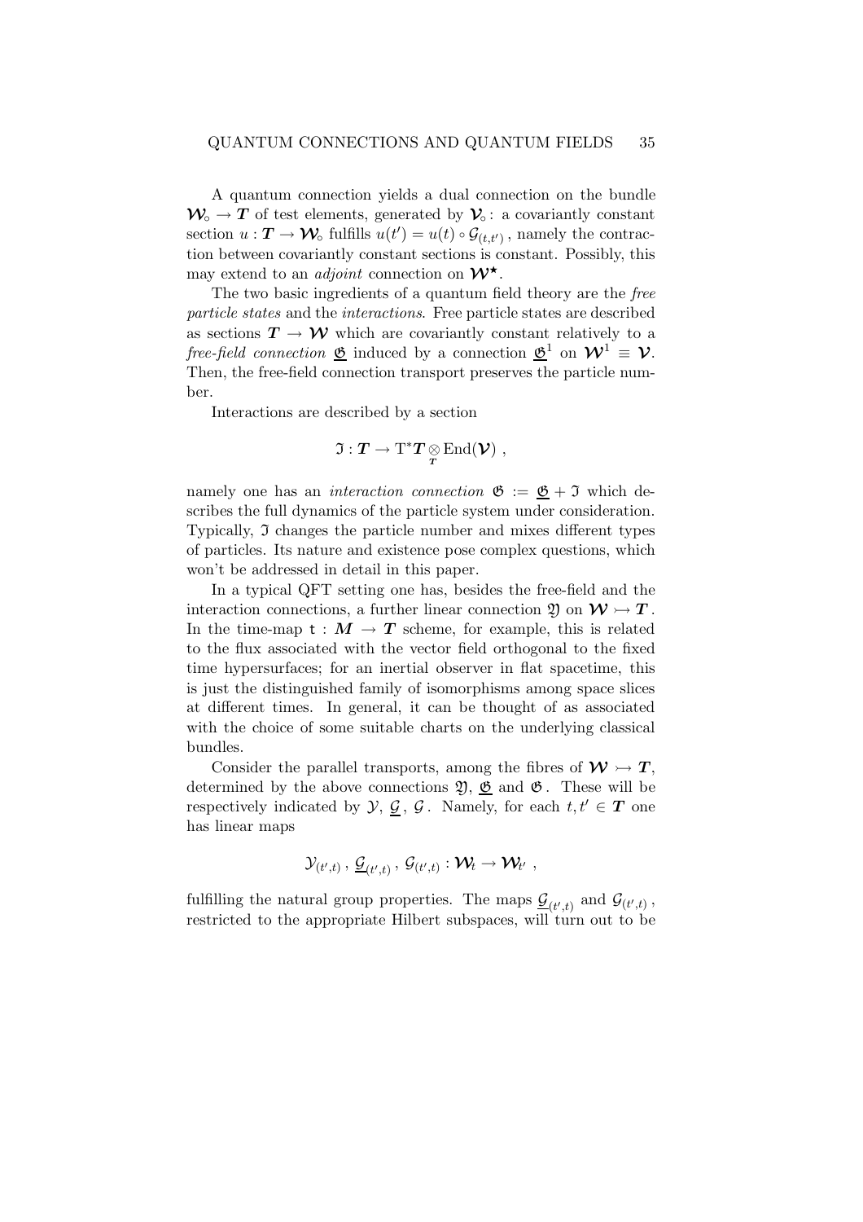A quantum connection yields a dual connection on the bundle $\boldsymbol{\mathcal{W}}_\circ \to \boldsymbol{T}$ of test elements, generated by $\boldsymbol{\mathcal{V}}_\circ$: a covariantly constant section $u : \boldsymbol{T} \to \boldsymbol{\mathcal{W}}_\circ$ fulfills $u(t') = u(t) \circ \mathcal{G}_{(t,t')}$, namely the contraction between covariantly constant sections is constant. Possibly, this may extend to an *adjoint* connection on $\boldsymbol{\mathcal{W}}^\star$.

The two basic ingredients of a quantum field theory are the *free particle states* and the *interactions*. Free particle states are described as sections $\boldsymbol{T} \to \boldsymbol{\mathcal{W}}$ which are covariantly constant relatively to a *free-field connection* $\underline{\mathfrak{G}}$ induced by a connection $\underline{\mathfrak{G}}^1$ on $\boldsymbol{\mathcal{W}}^1 \equiv \boldsymbol{\mathcal{V}}$. Then, the free-field connection transport preserves the particle number.

Interactions are described by a section

$$\mathfrak{I} : \boldsymbol{T} \to \mathrm{T}^*\boldsymbol{T} \underset{\boldsymbol{T}}{\otimes} \mathrm{End}(\boldsymbol{\mathcal{V}}) \ ,$$

namely one has an *interaction connection* $\mathfrak{G} := \underline{\mathfrak{G}} + \mathfrak{I}$ which describes the full dynamics of the particle system under consideration. Typically, $\mathfrak{I}$ changes the particle number and mixes different types of particles. Its nature and existence pose complex questions, which won't be addressed in detail in this paper.

In a typical QFT setting one has, besides the free-field and the interaction connections, a further linear connection $\mathfrak{Y}$ on $\boldsymbol{\mathcal{W}} \rightarrowtail \boldsymbol{T}$. In the time-map $\mathsf{t} : \boldsymbol{M} \to \boldsymbol{T}$ scheme, for example, this is related to the flux associated with the vector field orthogonal to the fixed time hypersurfaces; for an inertial observer in flat spacetime, this is just the distinguished family of isomorphisms among space slices at different times. In general, it can be thought of as associated with the choice of some suitable charts on the underlying classical bundles.

Consider the parallel transports, among the fibres of $\boldsymbol{\mathcal{W}} \rightarrowtail \boldsymbol{T}$, determined by the above connections $\mathfrak{Y}$, $\underline{\mathfrak{G}}$ and $\mathfrak{G}$. These will be respectively indicated by $\mathcal{Y}$, $\underline{\mathcal{G}}$, $\mathcal{G}$. Namely, for each $t, t' \in \boldsymbol{T}$ one has linear maps

$$\mathcal{Y}_{(t',t)} \, , \, \underline{\mathcal{G}}_{(t',t)} \, , \, \mathcal{G}_{(t',t)} : \boldsymbol{\mathcal{W}}_t \to \boldsymbol{\mathcal{W}}_{t'} \ ,$$

fulfilling the natural group properties. The maps $\underline{\mathcal{G}}_{(t',t)}$ and $\mathcal{G}_{(t',t)}$, restricted to the appropriate Hilbert subspaces, will turn out to be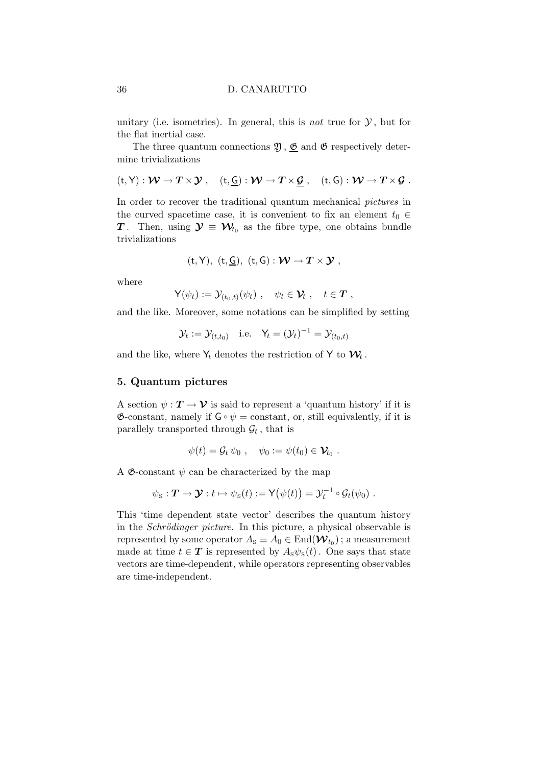unitary (i.e. isometries). In general, this is *not* true for $\mathcal{Y}$, but for the flat inertial case.

The three quantum connections $\mathfrak{Y}$, $\underline{\mathfrak{G}}$ and $\mathfrak{G}$ respectively determine trivializations

$$(\mathsf{t},\mathsf{Y}) : \boldsymbol{\mathcal{W}} \to \boldsymbol{T} \times \boldsymbol{\mathcal{Y}} \; , \quad (\mathsf{t},\underline{\mathsf{G}}) : \boldsymbol{\mathcal{W}} \to \boldsymbol{T} \times \underline{\boldsymbol{\mathcal{G}}} \; , \quad (\mathsf{t},\mathsf{G}) : \boldsymbol{\mathcal{W}} \to \boldsymbol{T} \times \boldsymbol{\mathcal{G}} \; .$$

In order to recover the traditional quantum mechanical *pictures* in the curved spacetime case, it is convenient to fix an element $t_0 \in \boldsymbol{T}$. Then, using $\boldsymbol{\mathcal{Y}} \equiv \boldsymbol{\mathcal{W}}_{t_0}$ as the fibre type, one obtains bundle trivializations

$$(\mathsf{t},\mathsf{Y}),\; (\mathsf{t},\underline{\mathsf{G}}),\; (\mathsf{t},\mathsf{G}) : \boldsymbol{\mathcal{W}} \to \boldsymbol{T} \times \boldsymbol{\mathcal{Y}} \; ,$$

where

$$\mathsf{Y}(\psi_t) := \mathcal{Y}_{(t_0,t)}(\psi_t) \; , \quad \psi_t \in \boldsymbol{\mathcal{V}}_t \; , \quad t \in \boldsymbol{T} \; ,$$

and the like. Moreover, some notations can be simplified by setting

$$\mathcal{Y}_t := \mathcal{Y}_{(t,t_0)} \quad \text{i.e.} \quad \mathsf{Y}_t = (\mathcal{Y}_t)^{-1} = \mathcal{Y}_{(t_0,t)}$$

and the like, where $\mathsf{Y}_t$ denotes the restriction of $\mathsf{Y}$ to $\boldsymbol{\mathcal{W}}_t$.

## 5. Quantum pictures

A section $\psi : \boldsymbol{T} \to \boldsymbol{\mathcal{V}}$ is said to represent a 'quantum history' if it is $\mathfrak{G}$-constant, namely if $\mathsf{G} \circ \psi =$ constant, or, still equivalently, if it is parallely transported through $\mathcal{G}_t$, that is

$$\psi(t) = \mathcal{G}_t \, \psi_0 \; , \quad \psi_0 := \psi(t_0) \in \boldsymbol{\mathcal{V}}_{t_0} \; .$$

A $\mathfrak{G}$-constant $\psi$ can be characterized by the map

$$\psi_{\mathrm{S}} : \boldsymbol{T} \to \boldsymbol{\mathcal{Y}} : t \mapsto \psi_{\mathrm{S}}(t) := \mathsf{Y}\big(\psi(t)\big) = \mathcal{Y}_t^{-1} \circ \mathcal{G}_t(\psi_0) \; .$$

This 'time dependent state vector' describes the quantum history in the *Schrödinger picture*. In this picture, a physical observable is represented by some operator $A_{\mathrm{S}} \equiv A_0 \in \mathrm{End}(\boldsymbol{\mathcal{W}}_{t_0})$; a measurement made at time $t \in \boldsymbol{T}$ is represented by $A_{\mathrm{S}}\psi_{\mathrm{S}}(t)$. One says that state vectors are time-dependent, while operators representing observables are time-independent.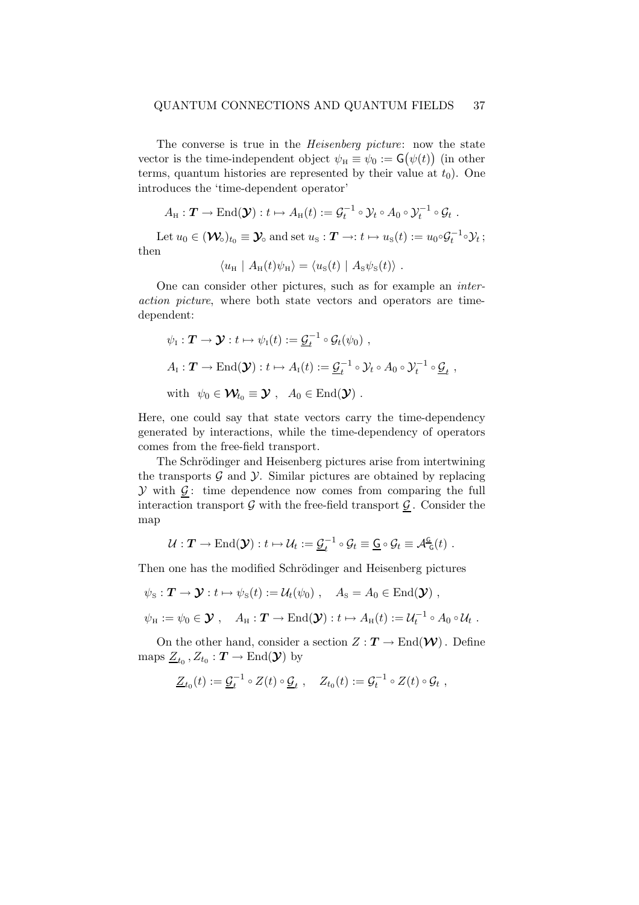The converse is true in the *Heisenberg picture*: now the state vector is the time-independent object $\psi_{\rm H} \equiv \psi_0 := \mathsf{G}\big(\psi(t)\big)$ (in other terms, quantum histories are represented by their value at $t_0$). One introduces the 'time-dependent operator'

$$A_{\rm H} : \boldsymbol{T} \to \operatorname{End}(\boldsymbol{\mathcal{Y}}) : t \mapsto A_{\rm H}(t) := \mathcal{G}_t^{-1} \circ \mathcal{Y}_t \circ A_0 \circ \mathcal{Y}_t^{-1} \circ \mathcal{G}_t \ .$$

Let $u_0 \in (\boldsymbol{\mathcal{W}}_{\circ})_{t_0} \equiv \boldsymbol{\mathcal{Y}}_{\circ}$ and set $u_{\rm S} : \boldsymbol{T} \to : t \mapsto u_{\rm S}(t) := u_0 \circ \mathcal{G}_t^{-1} \circ \mathcal{Y}_t$ ; then

$$\langle u_{\rm H} \mid A_{\rm H}(t)\psi_{\rm H} \rangle = \langle u_{\rm S}(t) \mid A_{\rm S}\psi_{\rm S}(t) \rangle \ .$$

One can consider other pictures, such as for example an *interaction picture*, where both state vectors and operators are time-dependent:

$$\psi_{\rm I} : \boldsymbol{T} \to \boldsymbol{\mathcal{Y}} : t \mapsto \psi_{\rm I}(t) := \underline{\mathcal{G}}_t^{-1} \circ \mathcal{G}_t(\psi_0) \ ,$$

$$A_{\rm I} : \boldsymbol{T} \to \operatorname{End}(\boldsymbol{\mathcal{Y}}) : t \mapsto A_{\rm I}(t) := \underline{\mathcal{G}}_t^{-1} \circ \mathcal{Y}_t \circ A_0 \circ \mathcal{Y}_t^{-1} \circ \underline{\mathcal{G}}_t \ ,$$

$$\text{with} \quad \psi_0 \in \boldsymbol{\mathcal{W}}_{t_0} \equiv \boldsymbol{\mathcal{Y}} \ , \quad A_0 \in \operatorname{End}(\boldsymbol{\mathcal{Y}}) \ .$$

Here, one could say that state vectors carry the time-dependency generated by interactions, while the time-dependency of operators comes from the free-field transport.

The Schrödinger and Heisenberg pictures arise from intertwining the transports $\mathcal{G}$ and $\mathcal{Y}$. Similar pictures are obtained by replacing $\mathcal{Y}$ with $\underline{\mathcal{G}}$: time dependence now comes from comparing the full interaction transport $\mathcal{G}$ with the free-field transport $\underline{\mathcal{G}}$. Consider the map

$$\mathcal{U} : \boldsymbol{T} \to \operatorname{End}(\boldsymbol{\mathcal{Y}}) : t \mapsto \mathcal{U}_t := \underline{\mathcal{G}}_t^{-1} \circ \mathcal{G}_t \equiv \underline{\mathsf{G}} \circ \mathcal{G}_t \equiv \mathcal{A}^{\underline{\mathsf{G}}}_{\mathsf{G}}(t) \ .$$

Then one has the modified Schrödinger and Heisenberg pictures

$$\psi_{\rm S} : \boldsymbol{T} \to \boldsymbol{\mathcal{Y}} : t \mapsto \psi_{\rm S}(t) := \mathcal{U}_t(\psi_0) \ , \quad A_{\rm S} = A_0 \in \operatorname{End}(\boldsymbol{\mathcal{Y}}) \ ,$$

$$\psi_{\rm H} := \psi_0 \in \boldsymbol{\mathcal{Y}} \ , \quad A_{\rm H} : \boldsymbol{T} \to \operatorname{End}(\boldsymbol{\mathcal{Y}}) : t \mapsto A_{\rm H}(t) := \mathcal{U}_t^{-1} \circ A_0 \circ \mathcal{U}_t \ .$$

On the other hand, consider a section $Z : \boldsymbol{T} \to \operatorname{End}(\boldsymbol{\mathcal{W}})$. Define maps $\underline{Z}_{t_0}, Z_{t_0} : \boldsymbol{T} \to \operatorname{End}(\boldsymbol{\mathcal{Y}})$ by

$$\underline{Z}_{t_0}(t) := \underline{\mathcal{G}}_t^{-1} \circ Z(t) \circ \underline{\mathcal{G}}_t \ , \quad Z_{t_0}(t) := \mathcal{G}_t^{-1} \circ Z(t) \circ \mathcal{G}_t \ ,$$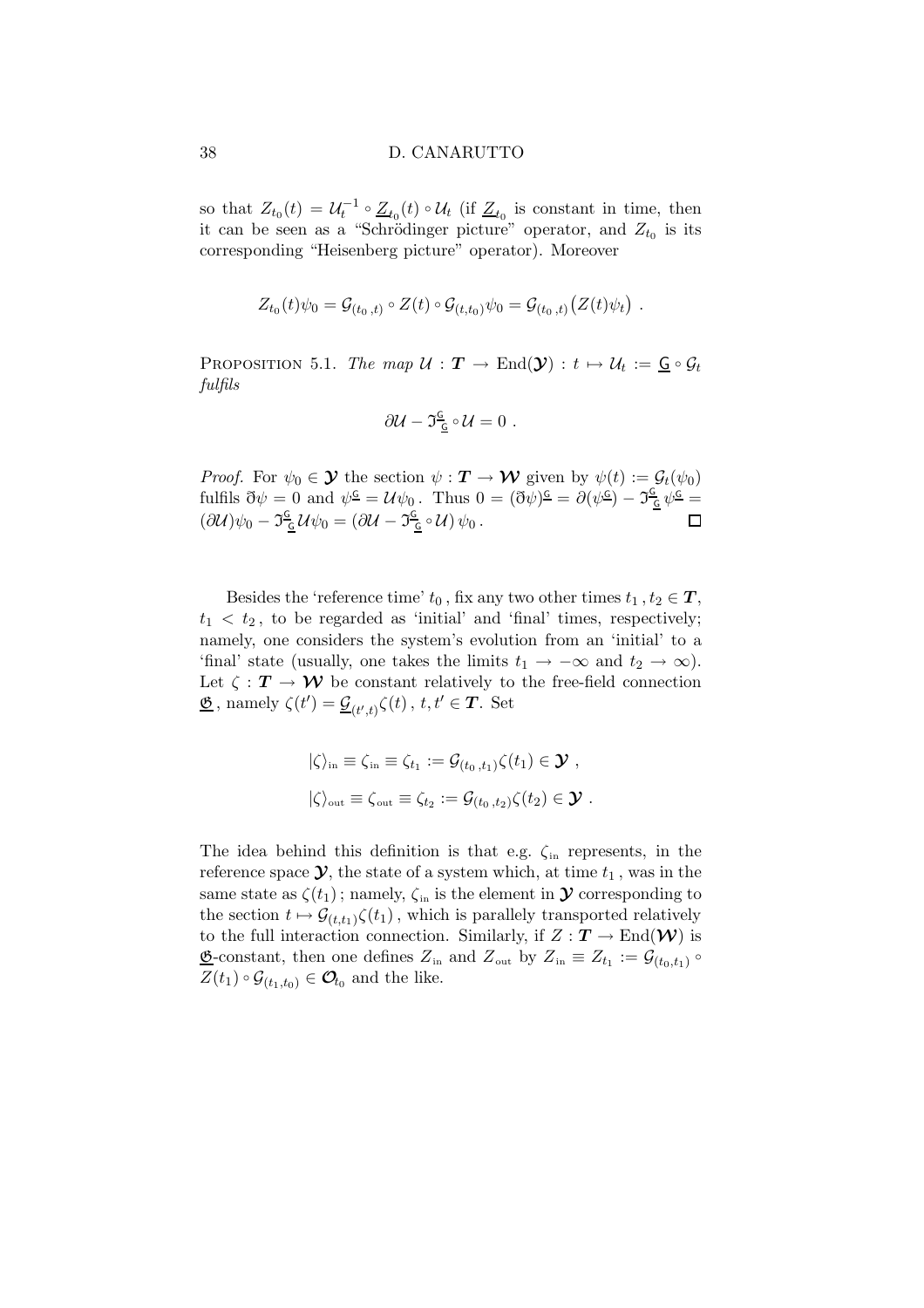so that $Z_{t_0}(t) = \mathcal{U}_t^{-1} \circ \underline{Z}_{t_0}(t) \circ \mathcal{U}_t$ (if $\underline{Z}_{t_0}$ is constant in time, then it can be seen as a "Schrödinger picture" operator, and $Z_{t_0}$ is its corresponding "Heisenberg picture" operator). Moreover

$$Z_{t_0}(t)\psi_0 = \mathcal{G}_{(t_0\,,t)} \circ Z(t) \circ \mathcal{G}_{(t,t_0)}\psi_0 = \mathcal{G}_{(t_0\,,t)}\big(Z(t)\psi_t\big)\ .$$

PROPOSITION 5.1. *The map* $\mathcal{U} : \boldsymbol{T} \to \mathrm{End}(\boldsymbol{\mathcal{Y}}) : t \mapsto \mathcal{U}_t := \underline{\mathsf{G}} \circ \mathcal{G}_t$ *fulfils*

$$\partial\mathcal{U} - \Im^{\mathsf{G}}_{\underline{\mathsf{G}}} \circ \mathcal{U} = 0\ .$$

*Proof.* For $\psi_0 \in \boldsymbol{\mathcal{Y}}$ the section $\psi : \boldsymbol{T} \to \boldsymbol{\mathcal{W}}$ given by $\psi(t) := \mathcal{G}_t(\psi_0)$ fulfils $\eth\psi = 0$ and $\psi^{\underline{\mathsf{G}}} = \mathcal{U}\psi_0$. Thus $0 = (\eth\psi)^{\underline{\mathsf{G}}} = \partial(\psi^{\underline{\mathsf{G}}}) - \Im^{\mathsf{G}}_{\underline{\mathsf{G}}}\,\psi^{\underline{\mathsf{G}}} = (\partial\mathcal{U})\psi_0 - \Im^{\mathsf{G}}_{\underline{\mathsf{G}}}\,\mathcal{U}\psi_0 = (\partial\mathcal{U} - \Im^{\mathsf{G}}_{\underline{\mathsf{G}}} \circ \mathcal{U})\,\psi_0$. $\square$

Besides the 'reference time' $t_0$, fix any two other times $t_1\,, t_2 \in \boldsymbol{T}$, $t_1 < t_2$, to be regarded as 'initial' and 'final' times, respectively; namely, one considers the system's evolution from an 'initial' to a 'final' state (usually, one takes the limits $t_1 \to -\infty$ and $t_2 \to \infty$). Let $\zeta : \boldsymbol{T} \to \boldsymbol{\mathcal{W}}$ be constant relatively to the free-field connection $\underline{\mathfrak{G}}$, namely $\zeta(t') = \underline{\mathcal{G}}_{(t',t)}\zeta(t)\,,\ t, t' \in \boldsymbol{T}$. Set

$$|\zeta\rangle_{\mathrm{in}} \equiv \zeta_{\mathrm{in}} \equiv \zeta_{t_1} := \mathcal{G}_{(t_0\,,t_1)}\zeta(t_1) \in \boldsymbol{\mathcal{Y}}\ ,$$

$$|\zeta\rangle_{\mathrm{out}} \equiv \zeta_{\mathrm{out}} \equiv \zeta_{t_2} := \mathcal{G}_{(t_0\,,t_2)}\zeta(t_2) \in \boldsymbol{\mathcal{Y}}\ .$$

The idea behind this definition is that e.g. $\zeta_{\mathrm{in}}$ represents, in the reference space $\boldsymbol{\mathcal{Y}}$, the state of a system which, at time $t_1$, was in the same state as $\zeta(t_1)$; namely, $\zeta_{\mathrm{in}}$ is the element in $\boldsymbol{\mathcal{Y}}$ corresponding to the section $t \mapsto \mathcal{G}_{(t,t_1)}\zeta(t_1)$, which is parallely transported relatively to the full interaction connection. Similarly, if $Z : \boldsymbol{T} \to \mathrm{End}(\boldsymbol{\mathcal{W}})$ is $\underline{\mathfrak{G}}$-constant, then one defines $Z_{\mathrm{in}}$ and $Z_{\mathrm{out}}$ by $Z_{\mathrm{in}} \equiv Z_{t_1} := \mathcal{G}_{(t_0,t_1)} \circ Z(t_1) \circ \mathcal{G}_{(t_1,t_0)} \in \boldsymbol{\mathcal{O}}_{t_0}$ and the like.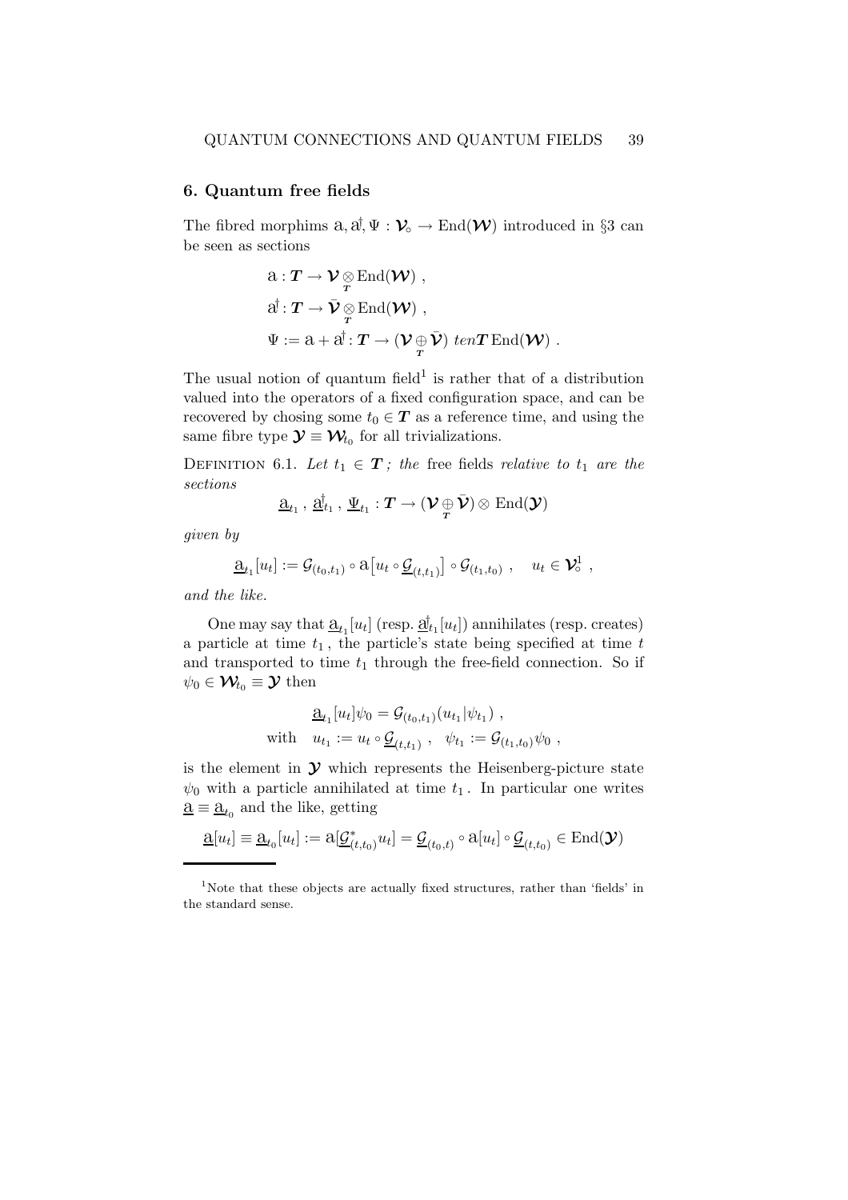## 6. Quantum free fields

The fibred morphisms $\mathrm{a}, \mathrm{a}^\dagger, \Psi : \boldsymbol{\mathcal{V}}_\circ \to \mathrm{End}(\boldsymbol{\mathcal{W}})$ introduced in §3 can be seen as sections

$$
\begin{aligned}
&\mathrm{a} : \boldsymbol{T} \to \boldsymbol{\mathcal{V}} \underset{\boldsymbol{T}}{\otimes} \mathrm{End}(\boldsymbol{\mathcal{W}}) \, , \\
&\mathrm{a}^\dagger : \boldsymbol{T} \to \bar{\boldsymbol{\mathcal{V}}} \underset{\boldsymbol{T}}{\otimes} \mathrm{End}(\boldsymbol{\mathcal{W}}) \, , \\
&\Psi := \mathrm{a} + \mathrm{a}^\dagger : \boldsymbol{T} \to (\boldsymbol{\mathcal{V}} \underset{\boldsymbol{T}}{\oplus} \bar{\boldsymbol{\mathcal{V}}}) \; ten\boldsymbol{T} \, \mathrm{End}(\boldsymbol{\mathcal{W}}) \, .
\end{aligned}
$$

The usual notion of quantum field[1] is rather that of a distribution valued into the operators of a fixed configuration space, and can be recovered by chosing some $t_0 \in \boldsymbol{T}$ as a reference time, and using the same fibre type $\boldsymbol{\mathcal{Y}} \equiv \boldsymbol{\mathcal{W}}_{t_0}$ for all trivializations.

Definition 6.1. *Let $t_1 \in \boldsymbol{T}$; the* free fields *relative to $t_1$ are the sections*

$$
\underline{\mathrm{a}}_{t_1} \, , \; \underline{\mathrm{a}}^\dagger_{t_1} \, , \; \underline{\Psi}_{t_1} : \boldsymbol{T} \to (\boldsymbol{\mathcal{V}} \underset{\boldsymbol{T}}{\oplus} \bar{\boldsymbol{\mathcal{V}}}) \otimes \mathrm{End}(\boldsymbol{\mathcal{Y}})
$$

*given by*

$$
\underline{\mathrm{a}}_{t_1}[u_t] := \mathcal{G}_{(t_0,t_1)} \circ \mathrm{a}\big[u_t \circ \underline{\mathcal{G}}_{(t,t_1)}\big] \circ \mathcal{G}_{(t_1,t_0)} \, , \quad u_t \in \boldsymbol{\mathcal{V}}^1_\circ \, ,
$$

*and the like.*

One may say that $\underline{\mathrm{a}}_{t_1}[u_t]$ (resp. $\underline{\mathrm{a}}^\dagger_{t_1}[u_t]$) annihilates (resp. creates) a particle at time $t_1$, the particle's state being specified at time $t$ and transported to time $t_1$ through the free-field connection. So if $\psi_0 \in \boldsymbol{\mathcal{W}}_{t_0} \equiv \boldsymbol{\mathcal{Y}}$ then

$$
\begin{aligned}
&\underline{\mathrm{a}}_{t_1}[u_t]\psi_0 = \mathcal{G}_{(t_0,t_1)}(u_{t_1}|\psi_{t_1}) \, , \\
\text{with} \quad &u_{t_1} := u_t \circ \underline{\mathcal{G}}_{(t,t_1)} \, , \quad \psi_{t_1} := \mathcal{G}_{(t_1,t_0)}\psi_0 \, ,
\end{aligned}
$$

is the element in $\boldsymbol{\mathcal{Y}}$ which represents the Heisenberg-picture state $\psi_0$ with a particle annihilated at time $t_1$. In particular one writes $\underline{\mathrm{a}} \equiv \underline{\mathrm{a}}_{t_0}$ and the like, getting

$$
\underline{\mathrm{a}}[u_t] \equiv \underline{\mathrm{a}}_{t_0}[u_t] := \mathrm{a}[\underline{\mathcal{G}}^*_{(t,t_0)}u_t] = \underline{\mathcal{G}}_{(t_0,t)} \circ \mathrm{a}[u_t] \circ \underline{\mathcal{G}}_{(t,t_0)} \in \mathrm{End}(\boldsymbol{\mathcal{Y}})
$$

[1]Note that these objects are actually fixed structures, rather than 'fields' in the standard sense.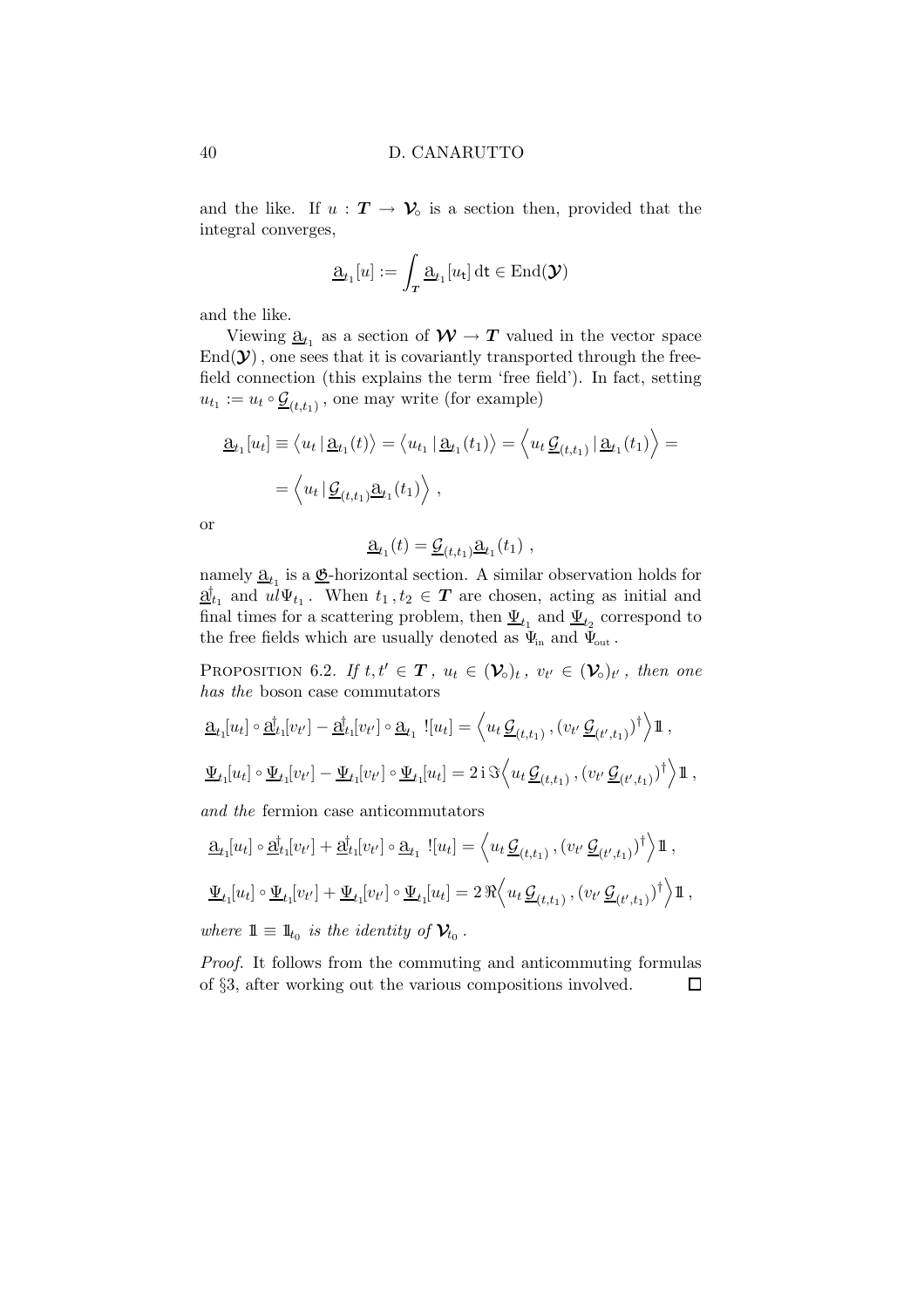and the like. If $u : \boldsymbol{T} \to \boldsymbol{\mathcal{V}}_\circ$ is a section then, provided that the integral converges,

$$\underline{\mathrm{a}}_{t_1}[u] := \int_{\boldsymbol{T}} \underline{\mathrm{a}}_{t_1}[u_t]\,\mathrm{d}t \in \mathrm{End}(\boldsymbol{\mathcal{Y}})$$

and the like.

Viewing $\underline{\mathrm{a}}_{t_1}$ as a section of $\boldsymbol{\mathcal{W}} \to \boldsymbol{T}$ valued in the vector space $\mathrm{End}(\boldsymbol{\mathcal{Y}})$, one sees that it is covariantly transported through the free-field connection (this explains the term 'free field'). In fact, setting $u_{t_1} := u_t \circ \underline{\mathcal{G}}_{(t,t_1)}$, one may write (for example)

$$\underline{\mathrm{a}}_{t_1}[u_t] \equiv \big\langle u_t \,|\, \underline{\mathrm{a}}_{t_1}(t)\big\rangle = \big\langle u_{t_1} \,|\, \underline{\mathrm{a}}_{t_1}(t_1)\big\rangle = \Big\langle u_t\, \underline{\mathcal{G}}_{(t,t_1)} \,|\, \underline{\mathrm{a}}_{t_1}(t_1)\Big\rangle =$$
$$= \Big\langle u_t \,|\, \underline{\mathcal{G}}_{(t,t_1)} \underline{\mathrm{a}}_{t_1}(t_1)\Big\rangle\ ,$$

or

$$\underline{\mathrm{a}}_{t_1}(t) = \underline{\mathcal{G}}_{(t,t_1)} \underline{\mathrm{a}}_{t_1}(t_1)\ ,$$

namely $\underline{\mathrm{a}}_{t_1}$ is a $\underline{\mathfrak{G}}$-horizontal section. A similar observation holds for $\underline{\mathrm{a}}^{\dagger}_{t_1}$ and $ul\Psi_{t_1}$. When $t_1, t_2 \in \boldsymbol{T}$ are chosen, acting as initial and final times for a scattering problem, then $\underline{\Psi}_{t_1}$ and $\underline{\Psi}_{t_2}$ correspond to the free fields which are usually denoted as $\Psi_{\text{in}}$ and $\Psi_{\text{out}}$.

PROPOSITION 6.2. *If $t, t' \in \boldsymbol{T}$, $u_t \in (\boldsymbol{\mathcal{V}}_\circ)_t$, $v_{t'} \in (\boldsymbol{\mathcal{V}}_\circ)_{t'}$, then one has the* boson case commutators

$$\underline{\mathrm{a}}_{t_1}[u_t] \circ \underline{\mathrm{a}}^{\dagger}_{t_1}[v_{t'}] - \underline{\mathrm{a}}^{\dagger}_{t_1}[v_{t'}] \circ \underline{\mathrm{a}}_{t_1}\ ![u_t] = \Big\langle u_t\, \underline{\mathcal{G}}_{(t,t_1)}\,, (v_{t'}\, \underline{\mathcal{G}}_{(t',t_1)})^{\dagger}\Big\rangle \mathbb{1}\ ,$$

$$\underline{\Psi}_{t_1}[u_t] \circ \underline{\Psi}_{t_1}[v_{t'}] - \underline{\Psi}_{t_1}[v_{t'}] \circ \underline{\Psi}_{t_1}[u_t] = 2\,\mathrm{i}\,\Im\Big\langle u_t\, \underline{\mathcal{G}}_{(t,t_1)}\,, (v_{t'}\, \underline{\mathcal{G}}_{(t',t_1)})^{\dagger}\Big\rangle \mathbb{1}\ ,$$

*and the* fermion case anticommutators

$$\underline{\mathrm{a}}_{t_1}[u_t] \circ \underline{\mathrm{a}}^{\dagger}_{t_1}[v_{t'}] + \underline{\mathrm{a}}^{\dagger}_{t_1}[v_{t'}] \circ \underline{\mathrm{a}}_{t_1}\ ![u_t] = \Big\langle u_t\, \underline{\mathcal{G}}_{(t,t_1)}\,, (v_{t'}\, \underline{\mathcal{G}}_{(t',t_1)})^{\dagger}\Big\rangle \mathbb{1}\ ,$$

$$\underline{\Psi}_{t_1}[u_t] \circ \underline{\Psi}_{t_1}[v_{t'}] + \underline{\Psi}_{t_1}[v_{t'}] \circ \underline{\Psi}_{t_1}[u_t] = 2\,\Re\Big\langle u_t\, \underline{\mathcal{G}}_{(t,t_1)}\,, (v_{t'}\, \underline{\mathcal{G}}_{(t',t_1)})^{\dagger}\Big\rangle \mathbb{1}\ ,$$

*where $\mathbb{1} \equiv \mathbb{1}_{t_0}$ is the identity of $\boldsymbol{\mathcal{V}}_{t_0}$.*

*Proof.* It follows from the commuting and anticommuting formulas of §3, after working out the various compositions involved. □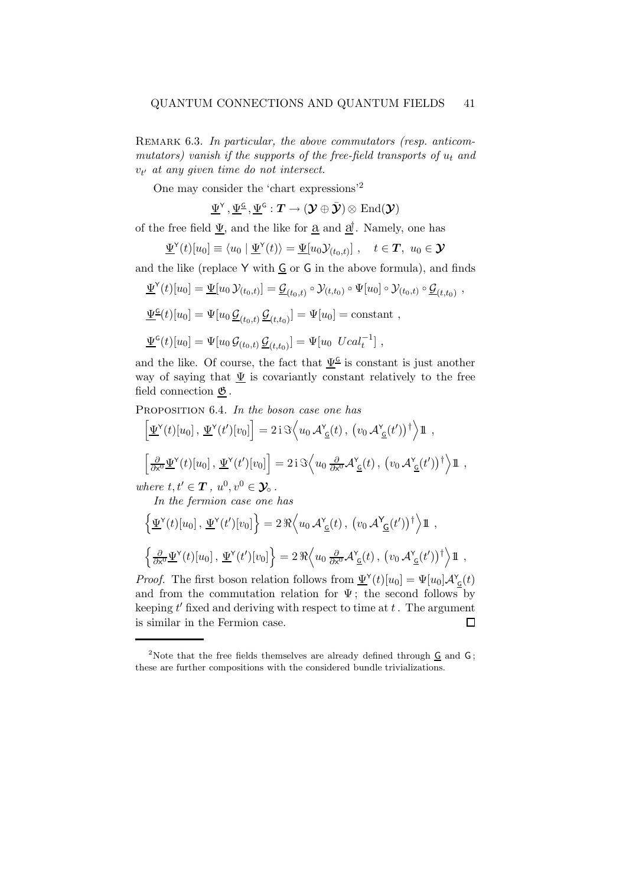Remark 6.3. *In particular, the above commutators (resp. anticommutators) vanish if the supports of the free-field transports of $u_t$ and $v_{t'}$ at any given time do not intersect.*

One may consider the 'chart expressions'[2]

$$\underline{\Psi}^{\mathsf{Y}}, \underline{\Psi}^{\underline{\mathsf{G}}}, \underline{\Psi}^{\mathsf{G}} : \boldsymbol{T} \to (\boldsymbol{\mathcal{Y}} \oplus \bar{\boldsymbol{\mathcal{Y}}}) \otimes \mathrm{End}(\boldsymbol{\mathcal{Y}})$$

of the free field $\underline{\Psi}$, and the like for $\underline{\mathrm{a}}$ and $\underline{\mathrm{a}}^{\dagger}$. Namely, one has

$$\underline{\Psi}^{\mathsf{Y}}(t)[u_0] \equiv \langle u_0 \mid \underline{\Psi}^{\mathsf{Y}}(t)\rangle = \underline{\Psi}[u_0 \mathcal{Y}_{(t_0,t)}] \,, \quad t \in \boldsymbol{T},\ u_0 \in \boldsymbol{\mathcal{Y}}$$

and the like (replace $\mathsf{Y}$ with $\underline{\mathsf{G}}$ or $\mathsf{G}$ in the above formula), and finds

$$\underline{\Psi}^{\mathsf{Y}}(t)[u_0] = \underline{\Psi}[u_0\, \mathcal{Y}_{(t_0,t)}] = \underline{\mathcal{G}}_{(t_0,t)} \circ \mathcal{Y}_{(t,t_0)} \circ \Psi[u_0] \circ \mathcal{Y}_{(t_0,t)} \circ \underline{\mathcal{G}}_{(t,t_0)} \,,$$

$$\underline{\Psi}^{\underline{\mathsf{G}}}(t)[u_0] = \Psi[u_0\, \underline{\mathcal{G}}_{(t_0,t)}\, \underline{\mathcal{G}}_{(t,t_0)}] = \Psi[u_0] = \text{constant} \,,$$

$$\underline{\Psi}^{\mathsf{G}}(t)[u_0] = \Psi[u_0\, \mathcal{G}_{(t_0,t)}\, \underline{\mathcal{G}}_{(t,t_0)}] = \Psi[u_0\ \ Ucal_t^{-1}] \,,$$

and the like. Of course, the fact that $\underline{\Psi}^{\underline{\mathsf{G}}}$ is constant is just another way of saying that $\underline{\Psi}$ is covariantly constant relatively to the free field connection $\underline{\mathfrak{G}}$.

Proposition 6.4. *In the boson case one has*

$$\Big[\underline{\Psi}^{\mathsf{Y}}(t)[u_0]\,,\, \underline{\Psi}^{\mathsf{Y}}(t')[v_0]\Big] = 2\,\mathrm{i}\,\Im\Big\langle u_0\, \mathcal{A}^{\mathsf{Y}}_{\underline{\mathsf{G}}}(t)\,,\, \big(v_0\, \mathcal{A}^{\mathsf{Y}}_{\underline{\mathsf{G}}}(t')\big)^{\dagger}\Big\rangle\, 1\!\!1 \,,$$

$$\Big[\tfrac{\partial}{\partial \mathsf{x}^0}\underline{\Psi}^{\mathsf{Y}}(t)[u_0]\,,\, \underline{\Psi}^{\mathsf{Y}}(t')[v_0]\Big] = 2\,\mathrm{i}\,\Im\Big\langle u_0\, \tfrac{\partial}{\partial \mathsf{x}^0}\mathcal{A}^{\mathsf{Y}}_{\underline{\mathsf{G}}}(t)\,,\, \big(v_0\, \mathcal{A}^{\mathsf{Y}}_{\underline{\mathsf{G}}}(t')\big)^{\dagger}\Big\rangle\, 1\!\!1 \,,$$

*where $t, t' \in \boldsymbol{T}$, $u^0, v^0 \in \boldsymbol{\mathcal{Y}}_{\circ}$.*

*In the fermion case one has*

$$\Big\{\underline{\Psi}^{\mathsf{Y}}(t)[u_0]\,,\, \underline{\Psi}^{\mathsf{Y}}(t')[v_0]\Big\} = 2\,\Re\Big\langle u_0\, \mathcal{A}^{\mathsf{Y}}_{\underline{\mathsf{G}}}(t)\,,\, \big(v_0\, \mathcal{A}^{\mathsf{Y}}_{\underline{\mathsf{G}}}(t')\big)^{\dagger}\Big\rangle\, 1\!\!1 \,,$$

$$\Big\{\tfrac{\partial}{\partial \mathsf{x}^0}\underline{\Psi}^{\mathsf{Y}}(t)[u_0]\,,\, \underline{\Psi}^{\mathsf{Y}}(t')[v_0]\Big\} = 2\,\Re\Big\langle u_0\, \tfrac{\partial}{\partial \mathsf{x}^0}\mathcal{A}^{\mathsf{Y}}_{\underline{\mathsf{G}}}(t)\,,\, \big(v_0\, \mathcal{A}^{\mathsf{Y}}_{\underline{\mathsf{G}}}(t')\big)^{\dagger}\Big\rangle\, 1\!\!1 \,,$$

*Proof.* The first boson relation follows from $\underline{\Psi}^{\mathsf{Y}}(t)[u_0] = \Psi[u_0]\mathcal{A}^{\mathsf{Y}}_{\underline{\mathsf{G}}}(t)$ and from the commutation relation for $\Psi$; the second follows by keeping $t'$ fixed and deriving with respect to time at $t$. The argument is similar in the Fermion case. $\square$

[2]Note that the free fields themselves are already defined through $\underline{\mathsf{G}}$ and $\mathsf{G}$; these are further compositions with the considered bundle trivializations.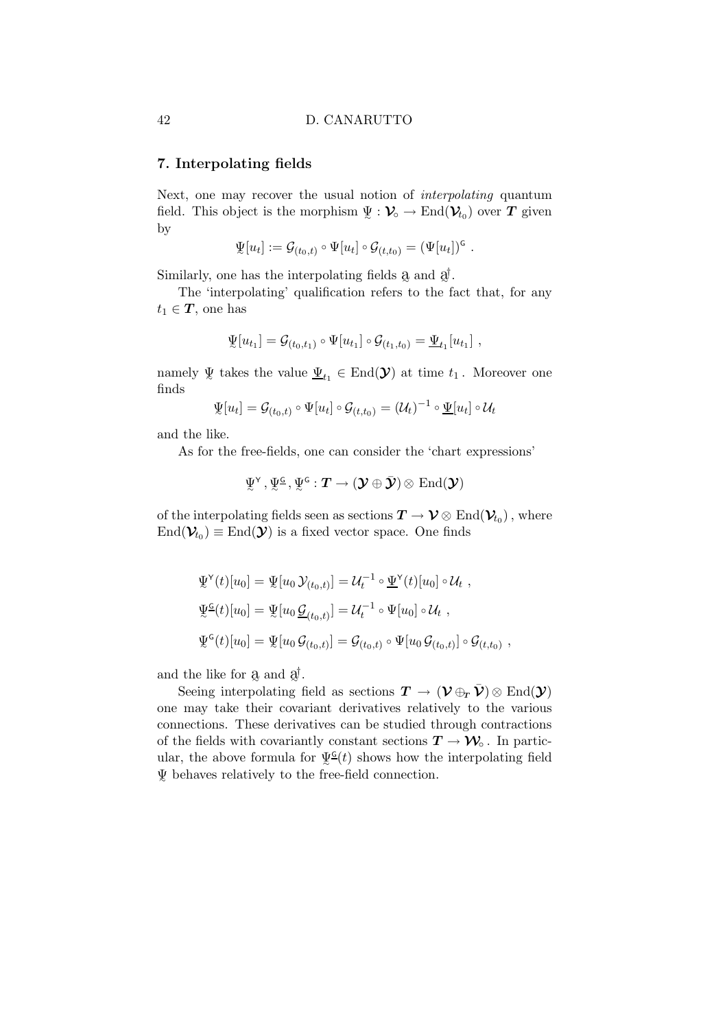## 7. Interpolating fields

Next, one may recover the usual notion of *interpolating* quantum field. This object is the morphism $\underset{\sim}{\Psi} : \boldsymbol{\mathcal{V}}_{\circ} \to \mathrm{End}(\boldsymbol{\mathcal{V}}_{t_0})$ over $\boldsymbol{T}$ given by

$$\underset{\sim}{\Psi}[u_t] := \mathcal{G}_{(t_0,t)} \circ \Psi[u_t] \circ \mathcal{G}_{(t,t_0)} = (\Psi[u_t])^{\mathsf{G}} \; .$$

Similarly, one has the interpolating fields $\underset{\sim}{a}$ and $\underset{\sim}{a}^{\dagger}$.

The 'interpolating' qualification refers to the fact that, for any $t_1 \in \boldsymbol{T}$, one has

$$\underset{\sim}{\Psi}[u_{t_1}] = \mathcal{G}_{(t_0,t_1)} \circ \Psi[u_{t_1}] \circ \mathcal{G}_{(t_1,t_0)} = \underline{\Psi}_{t_1}[u_{t_1}] \; ,$$

namely $\underset{\sim}{\Psi}$ takes the value $\underline{\Psi}_{t_1} \in \mathrm{End}(\boldsymbol{\mathcal{Y}})$ at time $t_1$. Moreover one finds

$$\underset{\sim}{\Psi}[u_t] = \mathcal{G}_{(t_0,t)} \circ \Psi[u_t] \circ \mathcal{G}_{(t,t_0)} = (\mathcal{U}_t)^{-1} \circ \underline{\Psi}[u_t] \circ \mathcal{U}_t$$

and the like.

As for the free-fields, one can consider the 'chart expressions'

$$\underset{\sim}{\Psi}^{\mathsf{Y}}, \underset{\sim}{\Psi}^{\underline{\mathsf{G}}}, \underset{\sim}{\Psi}^{\mathsf{G}} : \boldsymbol{T} \to (\boldsymbol{\mathcal{Y}} \oplus \bar{\boldsymbol{\mathcal{Y}}}) \otimes \mathrm{End}(\boldsymbol{\mathcal{Y}})$$

of the interpolating fields seen as sections $\boldsymbol{T} \to \boldsymbol{\mathcal{V}} \otimes \mathrm{End}(\boldsymbol{\mathcal{V}}_{t_0})$, where $\mathrm{End}(\boldsymbol{\mathcal{V}}_{t_0}) \equiv \mathrm{End}(\boldsymbol{\mathcal{Y}})$ is a fixed vector space. One finds

$$\underset{\sim}{\Psi}^{\mathsf{Y}}(t)[u_0] = \underset{\sim}{\Psi}[u_0 \, \mathcal{Y}_{(t_0,t)}] = \mathcal{U}_t^{-1} \circ \underline{\Psi}^{\mathsf{Y}}(t)[u_0] \circ \mathcal{U}_t \; ,$$

$$\underset{\sim}{\Psi}^{\underline{\mathsf{G}}}(t)[u_0] = \underset{\sim}{\Psi}[u_0 \, \underline{\mathcal{G}}_{(t_0,t)}] = \mathcal{U}_t^{-1} \circ \Psi[u_0] \circ \mathcal{U}_t \; ,$$

$$\underset{\sim}{\Psi}^{\mathsf{G}}(t)[u_0] = \underset{\sim}{\Psi}[u_0 \, \mathcal{G}_{(t_0,t)}] = \mathcal{G}_{(t_0,t)} \circ \Psi[u_0 \, \mathcal{G}_{(t_0,t)}] \circ \mathcal{G}_{(t,t_0)} \; ,$$

and the like for $\underset{\sim}{a}$ and $\underset{\sim}{a}^{\dagger}$.

Seeing interpolating field as sections $\boldsymbol{T} \to (\boldsymbol{\mathcal{V}} \oplus_{\boldsymbol{T}} \bar{\boldsymbol{\mathcal{V}}}) \otimes \mathrm{End}(\boldsymbol{\mathcal{Y}})$ one may take their covariant derivatives relatively to the various connections. These derivatives can be studied through contractions of the fields with covariantly constant sections $\boldsymbol{T} \to \boldsymbol{\mathcal{W}}_{\circ}$. In particular, the above formula for $\underset{\sim}{\Psi}^{\underline{\mathsf{G}}}(t)$ shows how the interpolating field $\underset{\sim}{\Psi}$ behaves relatively to the free-field connection.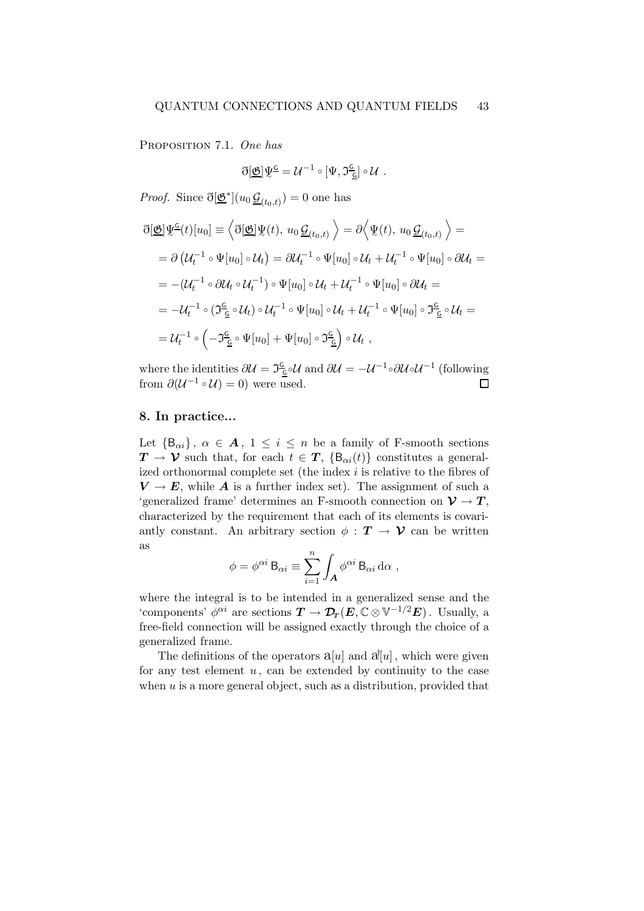Proposition 7.1. *One has*

$$\eth[\underline{\mathfrak{G}}]\underset{\approx}{\Psi}^{\mathsf{G}} = \mathcal{U}^{-1} \circ [\Psi, \mathfrak{I}^{\mathsf{G}}_{\underline{\mathsf{G}}}] \circ \mathcal{U} \ .$$

*Proof.* Since $\eth[\underline{\mathfrak{G}}^*](u_0\, \underline{\mathcal{G}}_{(t_0,t)}) = 0$ one has

$$\begin{aligned}
\eth[\underline{\mathfrak{G}}]\underset{\approx}{\Psi}^{\mathsf{G}}(t)[u_0] &\equiv \Big\langle \eth[\underline{\mathfrak{G}}]\underset{\approx}{\Psi}(t),\, u_0\, \underline{\mathcal{G}}_{(t_0,t)} \Big\rangle = \partial\Big\langle \underset{\approx}{\Psi}(t),\, u_0\, \underline{\mathcal{G}}_{(t_0,t)} \Big\rangle = \\
&= \partial\left(\mathcal{U}_t^{-1} \circ \Psi[u_0] \circ \mathcal{U}_t\right) = \partial\mathcal{U}_t^{-1} \circ \Psi[u_0] \circ \mathcal{U}_t + \mathcal{U}_t^{-1} \circ \Psi[u_0] \circ \partial\mathcal{U}_t = \\
&= -(\mathcal{U}_t^{-1} \circ \partial\mathcal{U}_t \circ \mathcal{U}_t^{-1}) \circ \Psi[u_0] \circ \mathcal{U}_t + \mathcal{U}_t^{-1} \circ \Psi[u_0] \circ \partial\mathcal{U}_t = \\
&= -\mathcal{U}_t^{-1} \circ (\mathfrak{I}^{\mathsf{G}}_{\underline{\mathsf{G}}} \circ \mathcal{U}_t) \circ \mathcal{U}_t^{-1} \circ \Psi[u_0] \circ \mathcal{U}_t + \mathcal{U}_t^{-1} \circ \Psi[u_0] \circ \mathfrak{I}^{\mathsf{G}}_{\underline{\mathsf{G}}} \circ \mathcal{U}_t = \\
&= \mathcal{U}_t^{-1} \circ \Big(-\mathfrak{I}^{\mathsf{G}}_{\underline{\mathsf{G}}} \circ \Psi[u_0] + \Psi[u_0] \circ \mathfrak{I}^{\mathsf{G}}_{\underline{\mathsf{G}}}\Big) \circ \mathcal{U}_t \ ,
\end{aligned}$$

where the identities $\partial\mathcal{U} = \mathfrak{I}^{\mathsf{G}}_{\underline{\mathsf{G}}} \circ \mathcal{U}$ and $\partial\mathcal{U} = -\mathcal{U}^{-1} \circ \partial\mathcal{U} \circ \mathcal{U}^{-1}$ (following from $\partial(\mathcal{U}^{-1} \circ \mathcal{U}) = 0$) were used. $\square$

## 8. In practice...

Let $\{\mathsf{B}_{\alpha i}\}$, $\alpha \in \boldsymbol{A}$, $1 \leq i \leq n$ be a family of F-smooth sections $\boldsymbol{T} \to \boldsymbol{\mathcal{V}}$ such that, for each $t \in \boldsymbol{T}$, $\{\mathsf{B}_{\alpha i}(t)\}$ constitutes a generalized orthonormal complete set (the index $i$ is relative to the fibres of $\boldsymbol{V} \to \boldsymbol{E}$, while $\boldsymbol{A}$ is a further index set). The assignment of such a 'generalized frame' determines an F-smooth connection on $\boldsymbol{\mathcal{V}} \to \boldsymbol{T}$, characterized by the requirement that each of its elements is covariantly constant. An arbitrary section $\phi : \boldsymbol{T} \to \boldsymbol{\mathcal{V}}$ can be written as

$$\phi = \phi^{\alpha i}\, \mathsf{B}_{\alpha i} \equiv \sum_{i=1}^{n} \int_{\boldsymbol{A}} \phi^{\alpha i}\, \mathsf{B}_{\alpha i}\, \mathrm{d}\alpha \ ,$$

where the integral is to be intended in a generalized sense and the 'components' $\phi^{\alpha i}$ are sections $\boldsymbol{T} \to \boldsymbol{\mathcal{D}}_{\boldsymbol{T}}(\boldsymbol{E}, \mathbb{C} \otimes \mathbb{V}^{-1/2}\boldsymbol{E})$. Usually, a free-field connection will be assigned exactly through the choice of a generalized frame.

The definitions of the operators $\mathbb{a}[u]$ and $\mathbb{a}^{\dagger}[u]$, which were given for any test element $u$, can be extended by continuity to the case when $u$ is a more general object, such as a distribution, provided that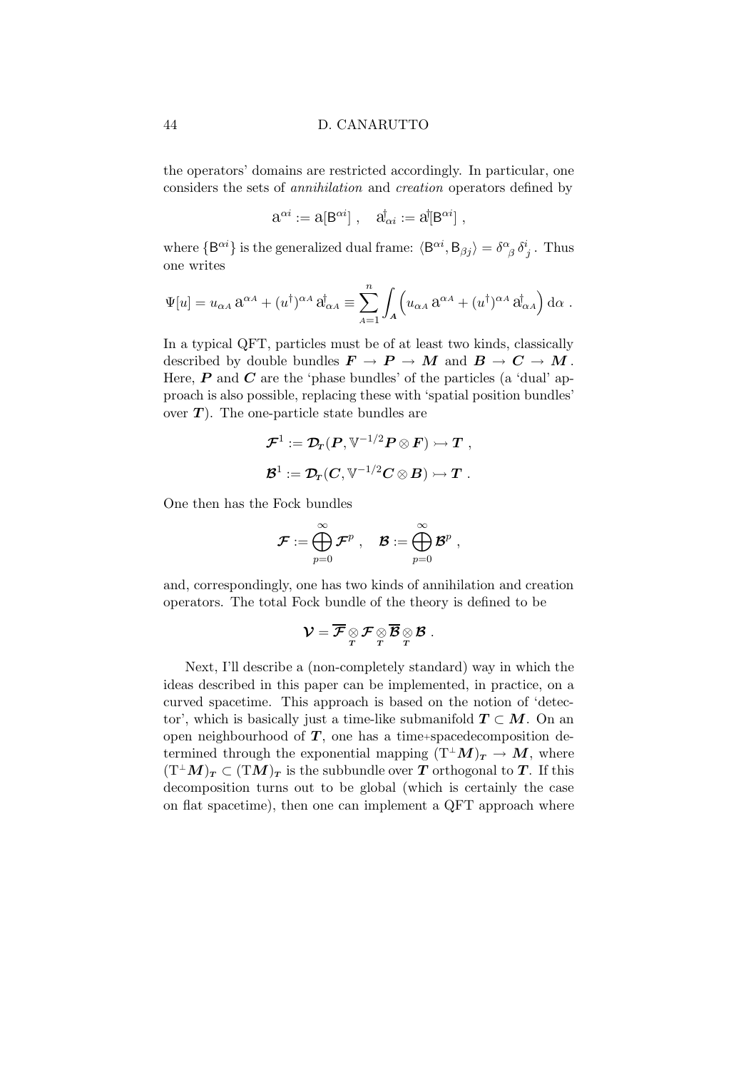the operators' domains are restricted accordingly. In particular, one considers the sets of *annihilation* and *creation* operators defined by

$$\mathrm{a}^{\alpha i} := \mathrm{a}[\mathsf{B}^{\alpha i}] \;, \quad \mathrm{a}^{\dagger}_{\alpha i} := \mathrm{a}^{\dagger}[\mathsf{B}^{\alpha i}] \;,$$

where $\{\mathsf{B}^{\alpha i}\}$ is the generalized dual frame: $\langle \mathsf{B}^{\alpha i}, \mathsf{B}_{\beta j}\rangle = \delta^{\alpha}{}_{\beta}\,\delta^{i}{}_{j}$. Thus one writes

$$\Psi[u] = u_{\alpha A}\,\mathrm{a}^{\alpha A} + (u^{\dagger})^{\alpha A}\,\mathrm{a}^{\dagger}_{\alpha A} \equiv \sum_{A=1}^{n}\int_{\boldsymbol{A}}\Big(u_{\alpha A}\,\mathrm{a}^{\alpha A} + (u^{\dagger})^{\alpha A}\,\mathrm{a}^{\dagger}_{\alpha A}\Big)\,\mathrm{d}\alpha \;.$$

In a typical QFT, particles must be of at least two kinds, classically described by double bundles $\boldsymbol{F} \to \boldsymbol{P} \to \boldsymbol{M}$ and $\boldsymbol{B} \to \boldsymbol{C} \to \boldsymbol{M}$. Here, $\boldsymbol{P}$ and $\boldsymbol{C}$ are the 'phase bundles' of the particles (a 'dual' approach is also possible, replacing these with 'spatial position bundles' over $\boldsymbol{T}$). The one-particle state bundles are

$$\boldsymbol{\mathcal{F}}^1 := \boldsymbol{\mathcal{D}}_{\boldsymbol{T}}(\boldsymbol{P}, \mathbb{V}^{-1/2}\boldsymbol{P}\otimes\boldsymbol{F}) \rightarrowtail \boldsymbol{T} \;,$$

$$\boldsymbol{\mathcal{B}}^1 := \boldsymbol{\mathcal{D}}_{\boldsymbol{T}}(\boldsymbol{C}, \mathbb{V}^{-1/2}\boldsymbol{C}\otimes\boldsymbol{B}) \rightarrowtail \boldsymbol{T} \;.$$

One then has the Fock bundles

$$\boldsymbol{\mathcal{F}} := \bigoplus_{p=0}^{\infty}\boldsymbol{\mathcal{F}}^p \;, \quad \boldsymbol{\mathcal{B}} := \bigoplus_{p=0}^{\infty}\boldsymbol{\mathcal{B}}^p \;,$$

and, correspondingly, one has two kinds of annihilation and creation operators. The total Fock bundle of the theory is defined to be

$$\boldsymbol{\mathcal{V}} = \overline{\boldsymbol{\mathcal{F}}} \underset{\boldsymbol{T}}{\otimes} \boldsymbol{\mathcal{F}} \underset{\boldsymbol{T}}{\otimes} \overline{\boldsymbol{\mathcal{B}}} \underset{\boldsymbol{T}}{\otimes} \boldsymbol{\mathcal{B}} \;.$$

Next, I'll describe a (non-completely standard) way in which the ideas described in this paper can be implemented, in practice, on a curved spacetime. This approach is based on the notion of 'detector', which is basically just a time-like submanifold $\boldsymbol{T} \subset \boldsymbol{M}$. On an open neighbourhood of $\boldsymbol{T}$, one has a time+spacedecomposition determined through the exponential mapping $(\mathrm{T}^{\perp}\boldsymbol{M})_{\boldsymbol{T}} \to \boldsymbol{M}$, where $(\mathrm{T}^{\perp}\boldsymbol{M})_{\boldsymbol{T}} \subset (\mathrm{T}\boldsymbol{M})_{\boldsymbol{T}}$ is the subbundle over $\boldsymbol{T}$ orthogonal to $\boldsymbol{T}$. If this decomposition turns out to be global (which is certainly the case on flat spacetime), then one can implement a QFT approach where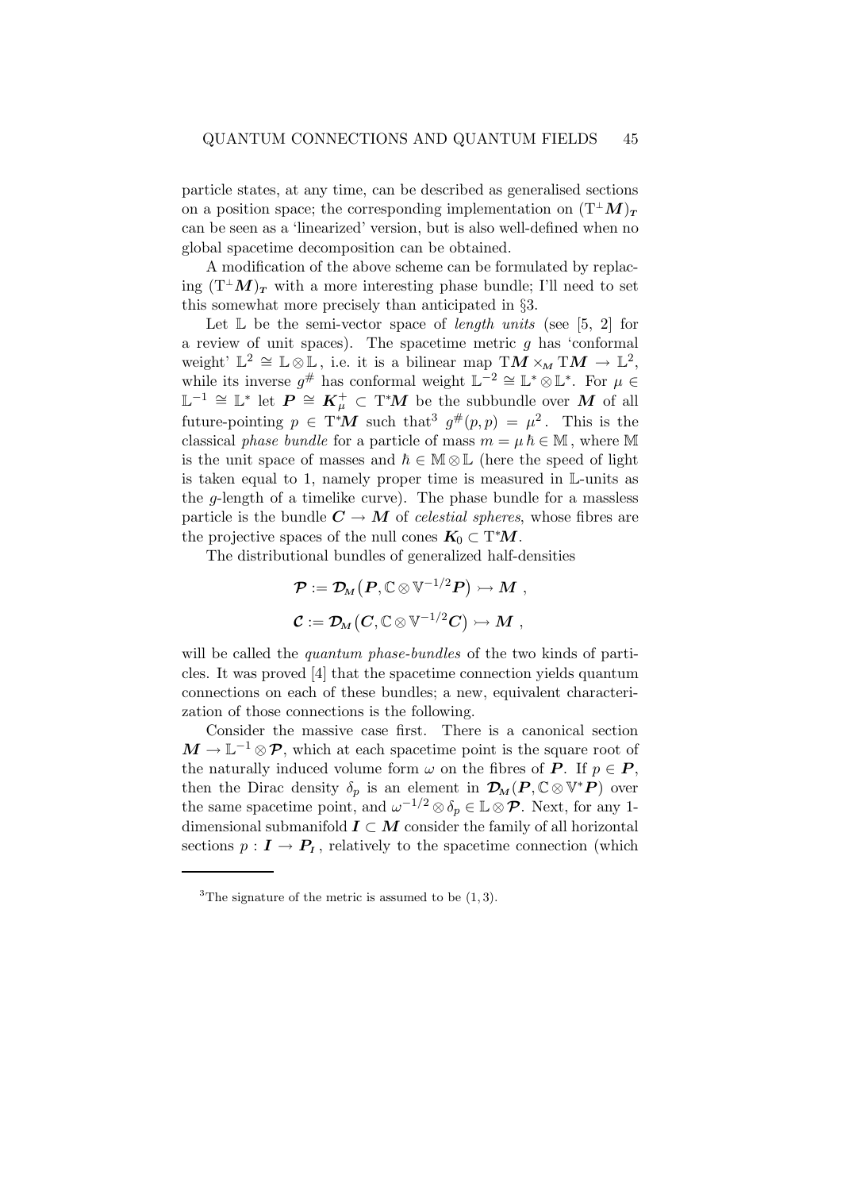particle states, at any time, can be described as generalised sections on a position space; the corresponding implementation on $(\mathrm{T}^{\perp}\boldsymbol{M})_{\boldsymbol{T}}$ can be seen as a 'linearized' version, but is also well-defined when no global spacetime decomposition can be obtained.

A modification of the above scheme can be formulated by replacing $(\mathrm{T}^{\perp}\boldsymbol{M})_{\boldsymbol{T}}$ with a more interesting phase bundle; I'll need to set this somewhat more precisely than anticipated in §3.

Let $\mathbb{L}$ be the semi-vector space of *length units* (see [5, 2] for a review of unit spaces). The spacetime metric $g$ has 'conformal weight' $\mathbb{L}^2 \cong \mathbb{L}\otimes\mathbb{L}$, i.e. it is a bilinear map $\mathrm{T}\boldsymbol{M}\times_{\boldsymbol{M}}\mathrm{T}\boldsymbol{M}\to\mathbb{L}^2$, while its inverse $g^{\#}$ has conformal weight $\mathbb{L}^{-2}\cong\mathbb{L}^*\otimes\mathbb{L}^*$. For $\mu\in\mathbb{L}^{-1}\cong\mathbb{L}^*$ let $\boldsymbol{P}\cong\boldsymbol{K}^+_\mu\subset\mathrm{T}^*\boldsymbol{M}$ be the subbundle over $\boldsymbol{M}$ of all future-pointing $p\in\mathrm{T}^*\boldsymbol{M}$ such that[3] $g^{\#}(p,p)=\mu^2$. This is the classical *phase bundle* for a particle of mass $m=\mu\,\hbar\in\mathbb{M}$, where $\mathbb{M}$ is the unit space of masses and $\hbar\in\mathbb{M}\otimes\mathbb{L}$ (here the speed of light is taken equal to 1, namely proper time is measured in $\mathbb{L}$-units as the $g$-length of a timelike curve). The phase bundle for a massless particle is the bundle $\boldsymbol{C}\to\boldsymbol{M}$ of *celestial spheres*, whose fibres are the projective spaces of the null cones $\boldsymbol{K}_0\subset\mathrm{T}^*\boldsymbol{M}$.

The distributional bundles of generalized half-densities

$$\boldsymbol{\mathcal{P}} := \boldsymbol{\mathcal{D}}_{\boldsymbol{M}}\big(\boldsymbol{P},\mathbb{C}\otimes\mathbb{V}^{-1/2}\boldsymbol{P}\big)\rightarrowtail\boldsymbol{M}\ ,$$

$$\boldsymbol{\mathcal{C}} := \boldsymbol{\mathcal{D}}_{\boldsymbol{M}}\big(\boldsymbol{C},\mathbb{C}\otimes\mathbb{V}^{-1/2}\boldsymbol{C}\big)\rightarrowtail\boldsymbol{M}\ ,$$

will be called the *quantum phase-bundles* of the two kinds of particles. It was proved [4] that the spacetime connection yields quantum connections on each of these bundles; a new, equivalent characterization of those connections is the following.

Consider the massive case first. There is a canonical section $\boldsymbol{M}\to\mathbb{L}^{-1}\otimes\boldsymbol{\mathcal{P}}$, which at each spacetime point is the square root of the naturally induced volume form $\omega$ on the fibres of $\boldsymbol{P}$. If $p\in\boldsymbol{P}$, then the Dirac density $\delta_p$ is an element in $\boldsymbol{\mathcal{D}}_{\boldsymbol{M}}(\boldsymbol{P},\mathbb{C}\otimes\mathbb{V}^*\boldsymbol{P})$ over the same spacetime point, and $\omega^{-1/2}\otimes\delta_p\in\mathbb{L}\otimes\boldsymbol{\mathcal{P}}$. Next, for any 1-dimensional submanifold $\boldsymbol{I}\subset\boldsymbol{M}$ consider the family of all horizontal sections $p:\boldsymbol{I}\to\boldsymbol{P}_{\boldsymbol{I}}$, relatively to the spacetime connection (which

[3] The signature of the metric is assumed to be $(1,3)$.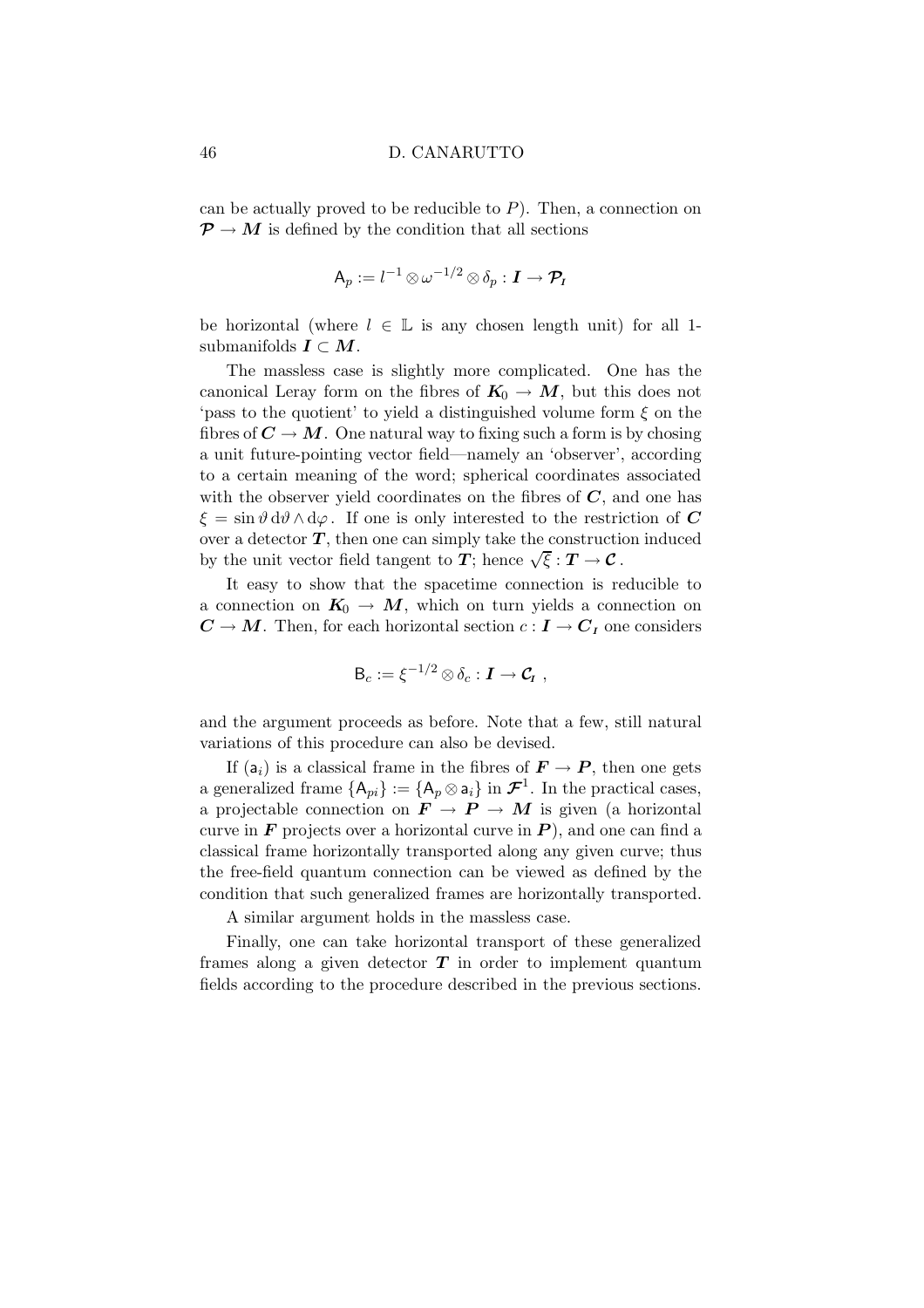can be actually proved to be reducible to $P$). Then, a connection on $\boldsymbol{\mathcal{P}} \to \boldsymbol{M}$ is defined by the condition that all sections

$$\mathsf{A}_p := l^{-1} \otimes \omega^{-1/2} \otimes \delta_p : \boldsymbol{I} \to \boldsymbol{\mathcal{P}}_{\boldsymbol{I}}$$

be horizontal (where $l \in \mathbb{L}$ is any chosen length unit) for all 1-submanifolds $\boldsymbol{I} \subset \boldsymbol{M}$.

The massless case is slightly more complicated. One has the canonical Leray form on the fibres of $\boldsymbol{K}_0 \to \boldsymbol{M}$, but this does not 'pass to the quotient' to yield a distinguished volume form $\xi$ on the fibres of $\boldsymbol{C} \to \boldsymbol{M}$. One natural way to fixing such a form is by chosing a unit future-pointing vector field—namely an 'observer', according to a certain meaning of the word; spherical coordinates associated with the observer yield coordinates on the fibres of $\boldsymbol{C}$, and one has $\xi = \sin\vartheta \, \mathrm{d}\vartheta \wedge \mathrm{d}\varphi$. If one is only interested to the restriction of $\boldsymbol{C}$ over a detector $\boldsymbol{T}$, then one can simply take the construction induced by the unit vector field tangent to $\boldsymbol{T}$; hence $\sqrt{\xi} : \boldsymbol{T} \to \boldsymbol{\mathcal{C}}$.

It easy to show that the spacetime connection is reducible to a connection on $\boldsymbol{K}_0 \to \boldsymbol{M}$, which on turn yields a connection on $\boldsymbol{C} \to \boldsymbol{M}$. Then, for each horizontal section $c : \boldsymbol{I} \to \boldsymbol{C}_{\boldsymbol{I}}$ one considers

$$\mathsf{B}_c := \xi^{-1/2} \otimes \delta_c : \boldsymbol{I} \to \boldsymbol{\mathcal{C}}_{\boldsymbol{I}} \ ,$$

and the argument proceeds as before. Note that a few, still natural variations of this procedure can also be devised.

If $(\mathsf{a}_i)$ is a classical frame in the fibres of $\boldsymbol{F} \to \boldsymbol{P}$, then one gets a generalized frame $\{\mathsf{A}_{pi}\} := \{\mathsf{A}_p \otimes \mathsf{a}_i\}$ in $\boldsymbol{\mathcal{F}}^1$. In the practical cases, a projectable connection on $\boldsymbol{F} \to \boldsymbol{P} \to \boldsymbol{M}$ is given (a horizontal curve in $\boldsymbol{F}$ projects over a horizontal curve in $\boldsymbol{P}$), and one can find a classical frame horizontally transported along any given curve; thus the free-field quantum connection can be viewed as defined by the condition that such generalized frames are horizontally transported.

A similar argument holds in the massless case.

Finally, one can take horizontal transport of these generalized frames along a given detector $\boldsymbol{T}$ in order to implement quantum fields according to the procedure described in the previous sections.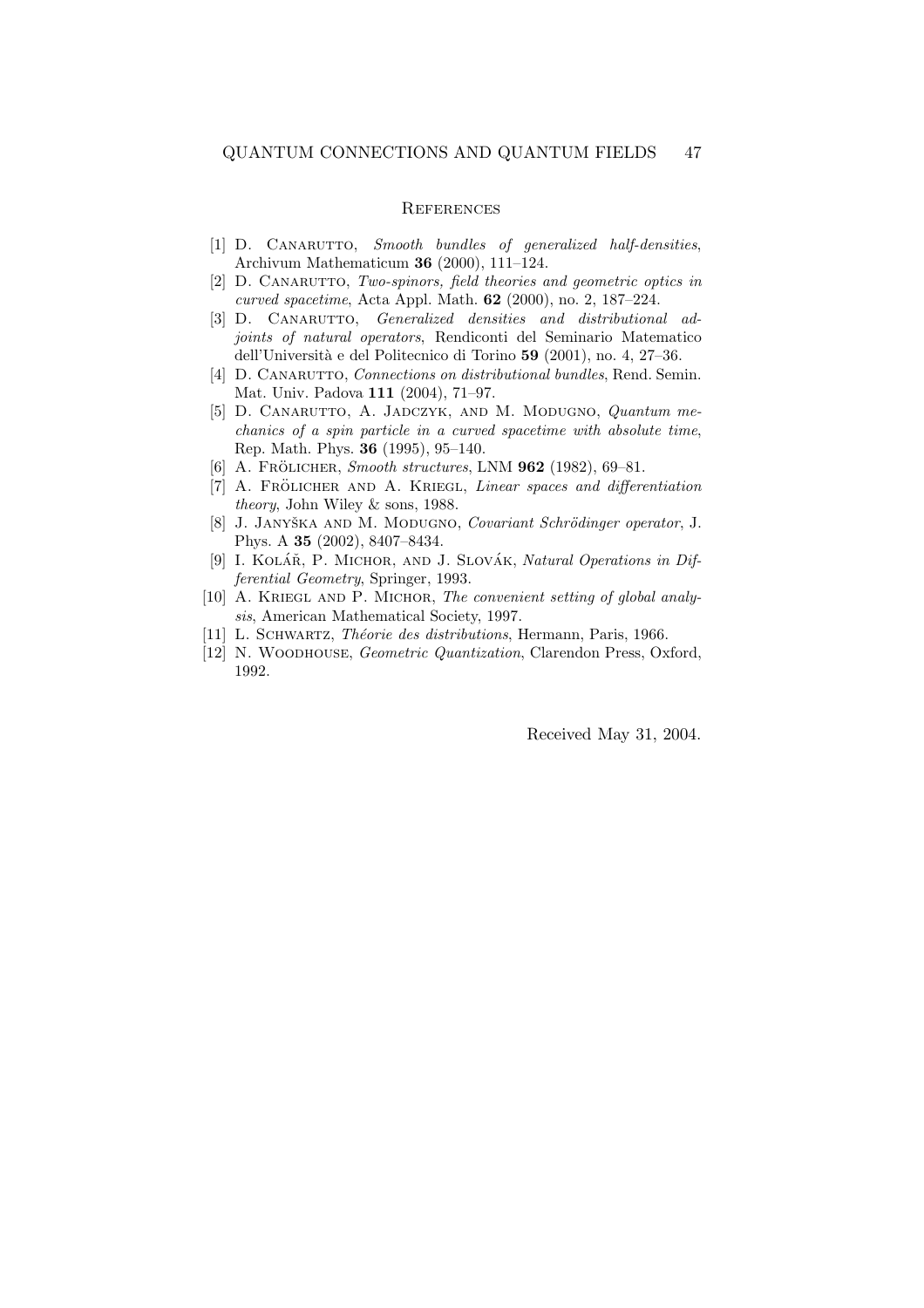## References

[1] D. Canarutto, *Smooth bundles of generalized half-densities*, Archivum Mathematicum **36** (2000), 111–124.

[2] D. Canarutto, *Two-spinors, field theories and geometric optics in curved spacetime*, Acta Appl. Math. **62** (2000), no. 2, 187–224.

[3] D. Canarutto, *Generalized densities and distributional adjoints of natural operators*, Rendiconti del Seminario Matematico dell'Università e del Politecnico di Torino **59** (2001), no. 4, 27–36.

[4] D. Canarutto, *Connections on distributional bundles*, Rend. Semin. Mat. Univ. Padova **111** (2004), 71–97.

[5] D. Canarutto, A. Jadczyk, and M. Modugno, *Quantum mechanics of a spin particle in a curved spacetime with absolute time*, Rep. Math. Phys. **36** (1995), 95–140.

[6] A. Frölicher, *Smooth structures*, LNM **962** (1982), 69–81.

[7] A. Frölicher and A. Kriegl, *Linear spaces and differentiation theory*, John Wiley & sons, 1988.

[8] J. Janyška and M. Modugno, *Covariant Schrödinger operator*, J. Phys. A **35** (2002), 8407–8434.

[9] I. Kolář, P. Michor, and J. Slovák, *Natural Operations in Differential Geometry*, Springer, 1993.

[10] A. Kriegl and P. Michor, *The convenient setting of global analysis*, American Mathematical Society, 1997.

[11] L. Schwartz, *Théorie des distributions*, Hermann, Paris, 1966.

[12] N. Woodhouse, *Geometric Quantization*, Clarendon Press, Oxford, 1992.

Received May 31, 2004.